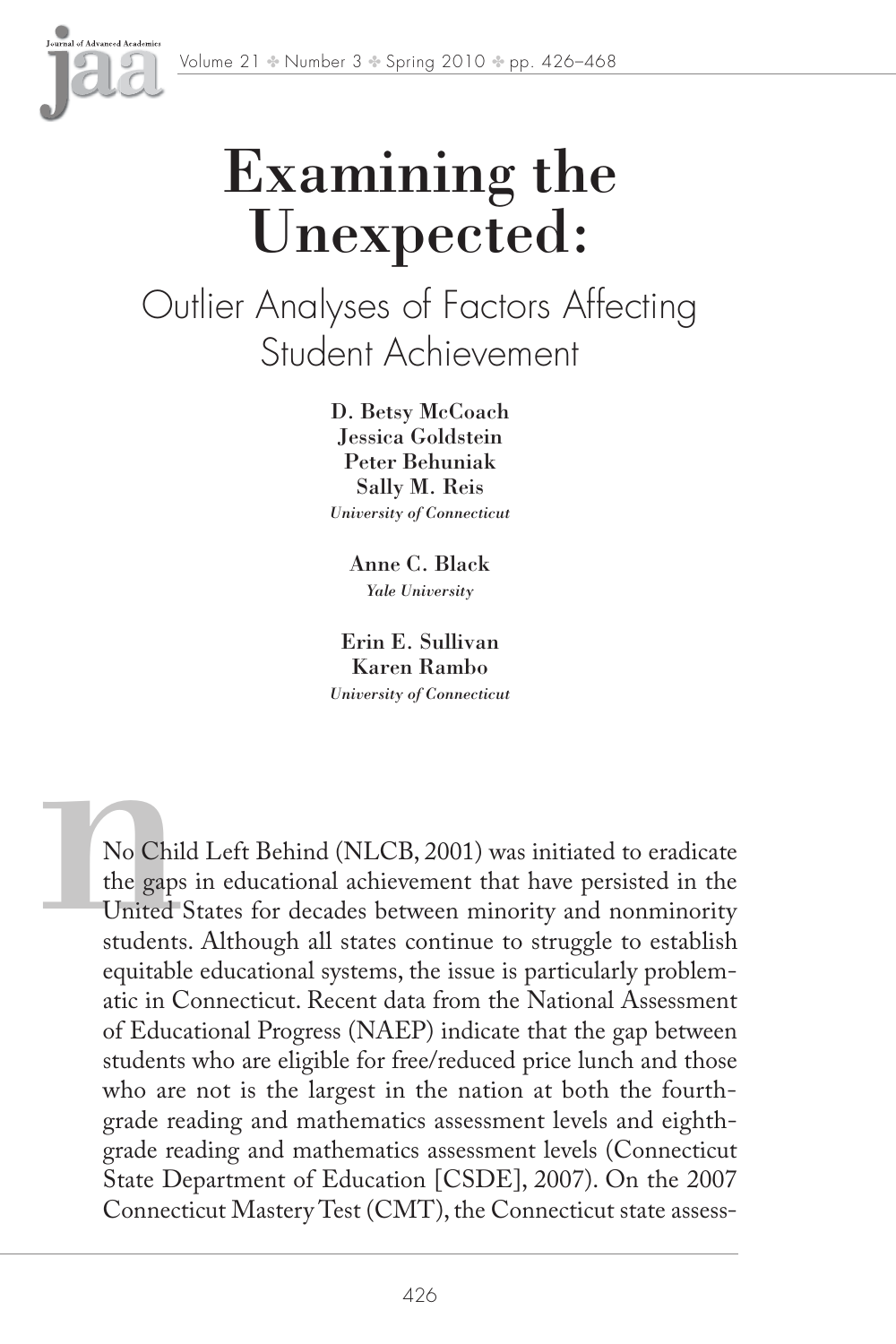# Examining the Unexpected:

## Outlier Analyses of Factors Affecting Student Achievement

**D. Betsy McCoach**
**Jessica Goldstein**
**Peter Behuniak**
**Sally M. Reis**
*University of Connecticut*

**Anne C. Black**
*Yale University*

**Erin E. Sullivan**
**Karen Rambo**
*University of Connecticut*

No Child Left Behind (NLCB, 2001) was initiated to eradicate the gaps in educational achievement that have persisted in the United States for decades between minority and nonminority students. Although all states continue to struggle to establish equitable educational systems, the issue is particularly problematic in Connecticut. Recent data from the National Assessment of Educational Progress (NAEP) indicate that the gap between students who are eligible for free/reduced price lunch and those who are not is the largest in the nation at both the fourth-grade reading and mathematics assessment levels and eighth-grade reading and mathematics assessment levels (Connecticut State Department of Education [CSDE], 2007). On the 2007 Connecticut Mastery Test (CMT), the Connecticut state assess-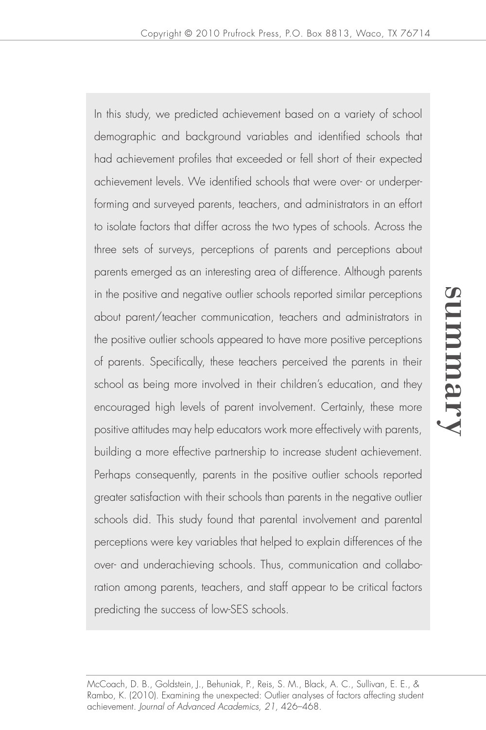## summary

In this study, we predicted achievement based on a variety of school demographic and background variables and identified schools that had achievement profiles that exceeded or fell short of their expected achievement levels. We identified schools that were over- or underperforming and surveyed parents, teachers, and administrators in an effort to isolate factors that differ across the two types of schools. Across the three sets of surveys, perceptions of parents and perceptions about parents emerged as an interesting area of difference. Although parents in the positive and negative outlier schools reported similar perceptions about parent/teacher communication, teachers and administrators in the positive outlier schools appeared to have more positive perceptions of parents. Specifically, these teachers perceived the parents in their school as being more involved in their children's education, and they encouraged high levels of parent involvement. Certainly, these more positive attitudes may help educators work more effectively with parents, building a more effective partnership to increase student achievement. Perhaps consequently, parents in the positive outlier schools reported greater satisfaction with their schools than parents in the negative outlier schools did. This study found that parental involvement and parental perceptions were key variables that helped to explain differences of the over- and underachieving schools. Thus, communication and collaboration among parents, teachers, and staff appear to be critical factors predicting the success of low-SES schools.

McCoach, D. B., Goldstein, J., Behuniak, P., Reis, S. M., Black, A. C., Sullivan, E. E., & Rambo, K. (2010). Examining the unexpected: Outlier analyses of factors affecting student achievement. *Journal of Advanced Academics, 21*, 426–468.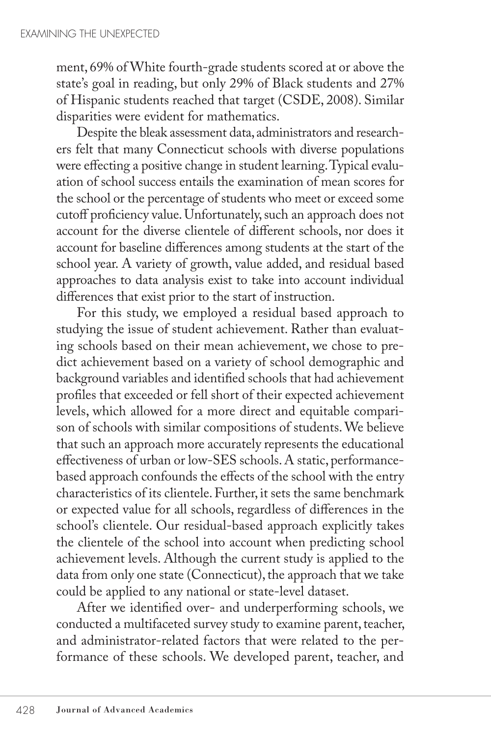ment, 69% of White fourth-grade students scored at or above the state's goal in reading, but only 29% of Black students and 27% of Hispanic students reached that target (CSDE, 2008). Similar disparities were evident for mathematics.

Despite the bleak assessment data, administrators and researchers felt that many Connecticut schools with diverse populations were effecting a positive change in student learning. Typical evaluation of school success entails the examination of mean scores for the school or the percentage of students who meet or exceed some cutoff proficiency value. Unfortunately, such an approach does not account for the diverse clientele of different schools, nor does it account for baseline differences among students at the start of the school year. A variety of growth, value added, and residual based approaches to data analysis exist to take into account individual differences that exist prior to the start of instruction.

For this study, we employed a residual based approach to studying the issue of student achievement. Rather than evaluating schools based on their mean achievement, we chose to predict achievement based on a variety of school demographic and background variables and identified schools that had achievement profiles that exceeded or fell short of their expected achievement levels, which allowed for a more direct and equitable comparison of schools with similar compositions of students. We believe that such an approach more accurately represents the educational effectiveness of urban or low-SES schools. A static, performance-based approach confounds the effects of the school with the entry characteristics of its clientele. Further, it sets the same benchmark or expected value for all schools, regardless of differences in the school's clientele. Our residual-based approach explicitly takes the clientele of the school into account when predicting school achievement levels. Although the current study is applied to the data from only one state (Connecticut), the approach that we take could be applied to any national or state-level dataset.

After we identified over- and underperforming schools, we conducted a multifaceted survey study to examine parent, teacher, and administrator-related factors that were related to the performance of these schools. We developed parent, teacher, and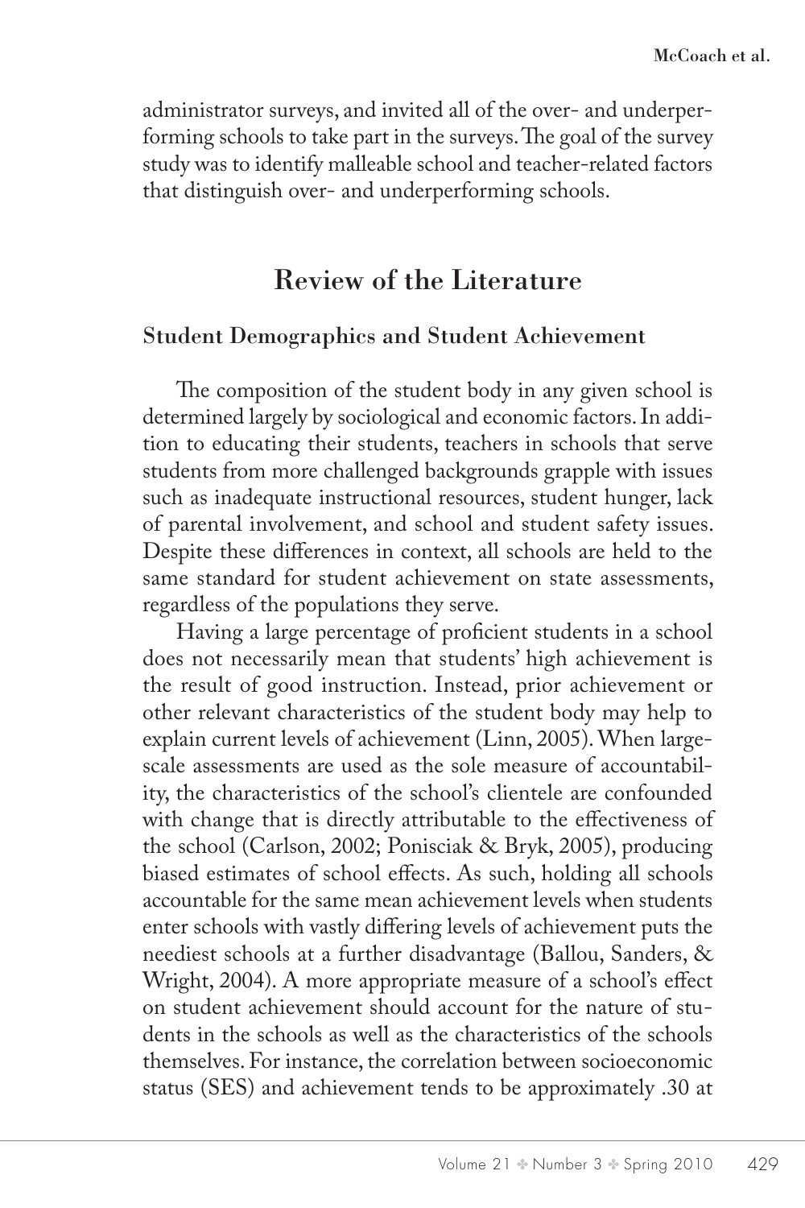administrator surveys, and invited all of the over- and underperforming schools to take part in the surveys. The goal of the survey study was to identify malleable school and teacher-related factors that distinguish over- and underperforming schools.

## Review of the Literature

### Student Demographics and Student Achievement

The composition of the student body in any given school is determined largely by sociological and economic factors. In addition to educating their students, teachers in schools that serve students from more challenged backgrounds grapple with issues such as inadequate instructional resources, student hunger, lack of parental involvement, and school and student safety issues. Despite these differences in context, all schools are held to the same standard for student achievement on state assessments, regardless of the populations they serve.

Having a large percentage of proficient students in a school does not necessarily mean that students' high achievement is the result of good instruction. Instead, prior achievement or other relevant characteristics of the student body may help to explain current levels of achievement (Linn, 2005). When large-scale assessments are used as the sole measure of accountability, the characteristics of the school's clientele are confounded with change that is directly attributable to the effectiveness of the school (Carlson, 2002; Ponisciak & Bryk, 2005), producing biased estimates of school effects. As such, holding all schools accountable for the same mean achievement levels when students enter schools with vastly differing levels of achievement puts the neediest schools at a further disadvantage (Ballou, Sanders, & Wright, 2004). A more appropriate measure of a school's effect on student achievement should account for the nature of students in the schools as well as the characteristics of the schools themselves. For instance, the correlation between socioeconomic status (SES) and achievement tends to be approximately .30 at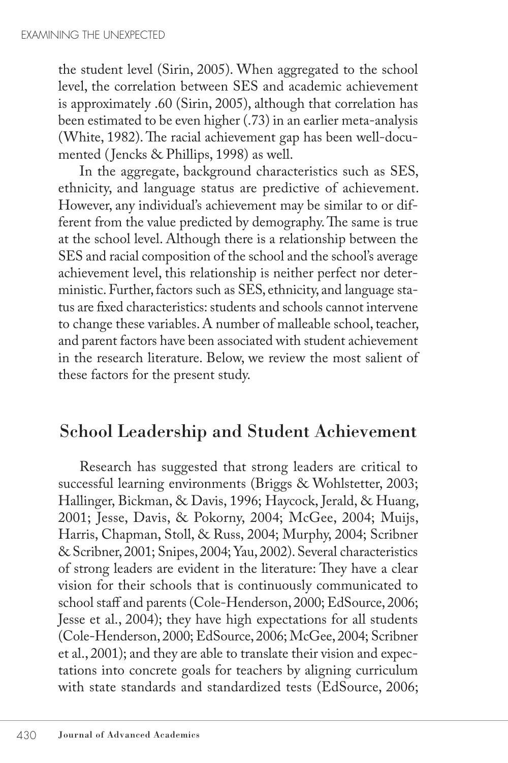the student level (Sirin, 2005). When aggregated to the school level, the correlation between SES and academic achievement is approximately .60 (Sirin, 2005), although that correlation has been estimated to be even higher (.73) in an earlier meta-analysis (White, 1982). The racial achievement gap has been well-documented (Jencks & Phillips, 1998) as well.

In the aggregate, background characteristics such as SES, ethnicity, and language status are predictive of achievement. However, any individual's achievement may be similar to or different from the value predicted by demography. The same is true at the school level. Although there is a relationship between the SES and racial composition of the school and the school's average achievement level, this relationship is neither perfect nor deterministic. Further, factors such as SES, ethnicity, and language status are fixed characteristics: students and schools cannot intervene to change these variables. A number of malleable school, teacher, and parent factors have been associated with student achievement in the research literature. Below, we review the most salient of these factors for the present study.

## School Leadership and Student Achievement

Research has suggested that strong leaders are critical to successful learning environments (Briggs & Wohlstetter, 2003; Hallinger, Bickman, & Davis, 1996; Haycock, Jerald, & Huang, 2001; Jesse, Davis, & Pokorny, 2004; McGee, 2004; Muijs, Harris, Chapman, Stoll, & Russ, 2004; Murphy, 2004; Scribner & Scribner, 2001; Snipes, 2004; Yau, 2002). Several characteristics of strong leaders are evident in the literature: They have a clear vision for their schools that is continuously communicated to school staff and parents (Cole-Henderson, 2000; EdSource, 2006; Jesse et al., 2004); they have high expectations for all students (Cole-Henderson, 2000; EdSource, 2006; McGee, 2004; Scribner et al., 2001); and they are able to translate their vision and expectations into concrete goals for teachers by aligning curriculum with state standards and standardized tests (EdSource, 2006;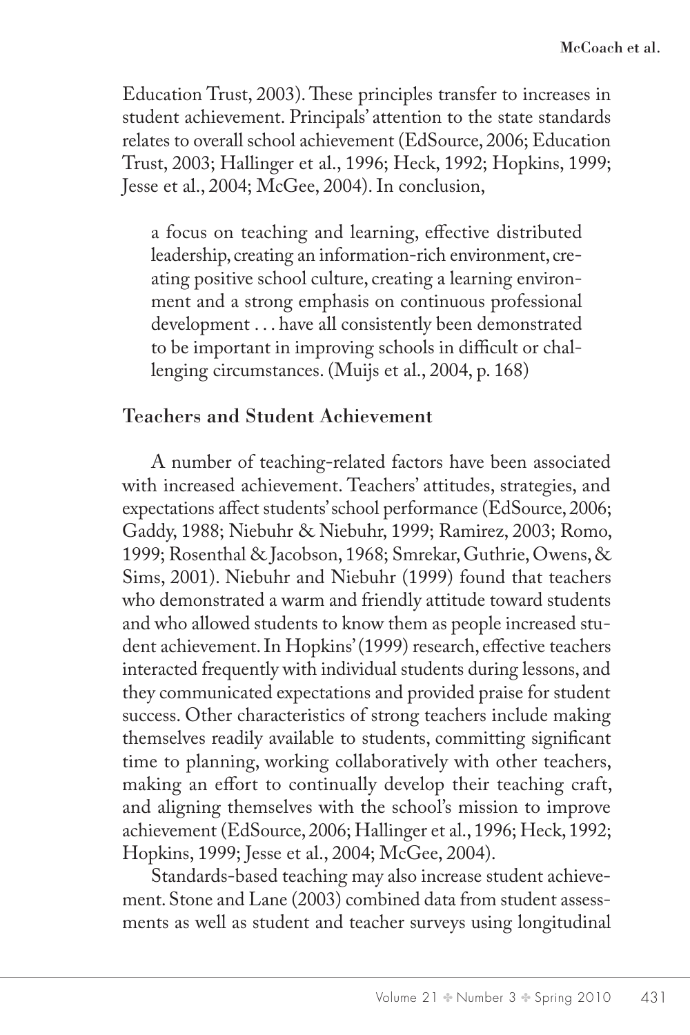Education Trust, 2003). These principles transfer to increases in student achievement. Principals' attention to the state standards relates to overall school achievement (EdSource, 2006; Education Trust, 2003; Hallinger et al., 1996; Heck, 1992; Hopkins, 1999; Jesse et al., 2004; McGee, 2004). In conclusion,

> a focus on teaching and learning, effective distributed leadership, creating an information-rich environment, creating positive school culture, creating a learning environment and a strong emphasis on continuous professional development . . . have all consistently been demonstrated to be important in improving schools in difficult or challenging circumstances. (Muijs et al., 2004, p. 168)

## Teachers and Student Achievement

A number of teaching-related factors have been associated with increased achievement. Teachers' attitudes, strategies, and expectations affect students' school performance (EdSource, 2006; Gaddy, 1988; Niebuhr & Niebuhr, 1999; Ramirez, 2003; Romo, 1999; Rosenthal & Jacobson, 1968; Smrekar, Guthrie, Owens, & Sims, 2001). Niebuhr and Niebuhr (1999) found that teachers who demonstrated a warm and friendly attitude toward students and who allowed students to know them as people increased student achievement. In Hopkins' (1999) research, effective teachers interacted frequently with individual students during lessons, and they communicated expectations and provided praise for student success. Other characteristics of strong teachers include making themselves readily available to students, committing significant time to planning, working collaboratively with other teachers, making an effort to continually develop their teaching craft, and aligning themselves with the school's mission to improve achievement (EdSource, 2006; Hallinger et al., 1996; Heck, 1992; Hopkins, 1999; Jesse et al., 2004; McGee, 2004).

Standards-based teaching may also increase student achievement. Stone and Lane (2003) combined data from student assessments as well as student and teacher surveys using longitudinal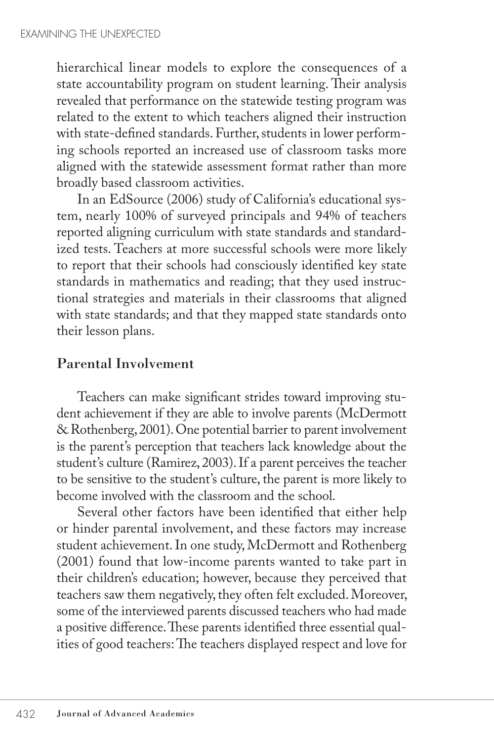hierarchical linear models to explore the consequences of a state accountability program on student learning. Their analysis revealed that performance on the statewide testing program was related to the extent to which teachers aligned their instruction with state-defined standards. Further, students in lower performing schools reported an increased use of classroom tasks more aligned with the statewide assessment format rather than more broadly based classroom activities.

In an EdSource (2006) study of California's educational system, nearly 100% of surveyed principals and 94% of teachers reported aligning curriculum with state standards and standardized tests. Teachers at more successful schools were more likely to report that their schools had consciously identified key state standards in mathematics and reading; that they used instructional strategies and materials in their classrooms that aligned with state standards; and that they mapped state standards onto their lesson plans.

## Parental Involvement

Teachers can make significant strides toward improving student achievement if they are able to involve parents (McDermott & Rothenberg, 2001). One potential barrier to parent involvement is the parent's perception that teachers lack knowledge about the student's culture (Ramirez, 2003). If a parent perceives the teacher to be sensitive to the student's culture, the parent is more likely to become involved with the classroom and the school.

Several other factors have been identified that either help or hinder parental involvement, and these factors may increase student achievement. In one study, McDermott and Rothenberg (2001) found that low-income parents wanted to take part in their children's education; however, because they perceived that teachers saw them negatively, they often felt excluded. Moreover, some of the interviewed parents discussed teachers who had made a positive difference. These parents identified three essential qualities of good teachers: The teachers displayed respect and love for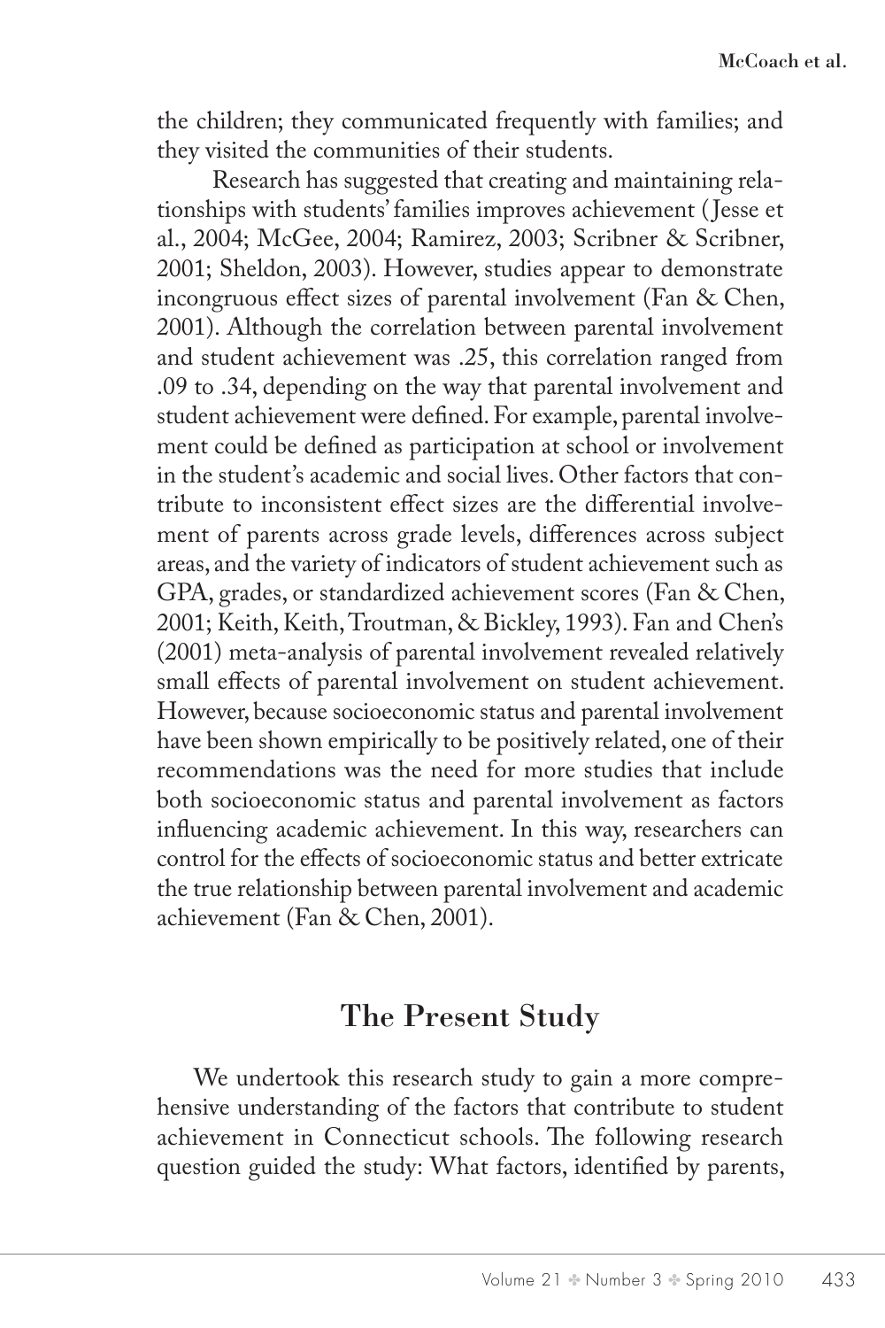the children; they communicated frequently with families; and they visited the communities of their students.

Research has suggested that creating and maintaining relationships with students' families improves achievement (Jesse et al., 2004; McGee, 2004; Ramirez, 2003; Scribner & Scribner, 2001; Sheldon, 2003). However, studies appear to demonstrate incongruous effect sizes of parental involvement (Fan & Chen, 2001). Although the correlation between parental involvement and student achievement was .25, this correlation ranged from .09 to .34, depending on the way that parental involvement and student achievement were defined. For example, parental involvement could be defined as participation at school or involvement in the student's academic and social lives. Other factors that contribute to inconsistent effect sizes are the differential involvement of parents across grade levels, differences across subject areas, and the variety of indicators of student achievement such as GPA, grades, or standardized achievement scores (Fan & Chen, 2001; Keith, Keith, Troutman, & Bickley, 1993). Fan and Chen's (2001) meta-analysis of parental involvement revealed relatively small effects of parental involvement on student achievement. However, because socioeconomic status and parental involvement have been shown empirically to be positively related, one of their recommendations was the need for more studies that include both socioeconomic status and parental involvement as factors influencing academic achievement. In this way, researchers can control for the effects of socioeconomic status and better extricate the true relationship between parental involvement and academic achievement (Fan & Chen, 2001).

## The Present Study

We undertook this research study to gain a more comprehensive understanding of the factors that contribute to student achievement in Connecticut schools. The following research question guided the study: What factors, identified by parents,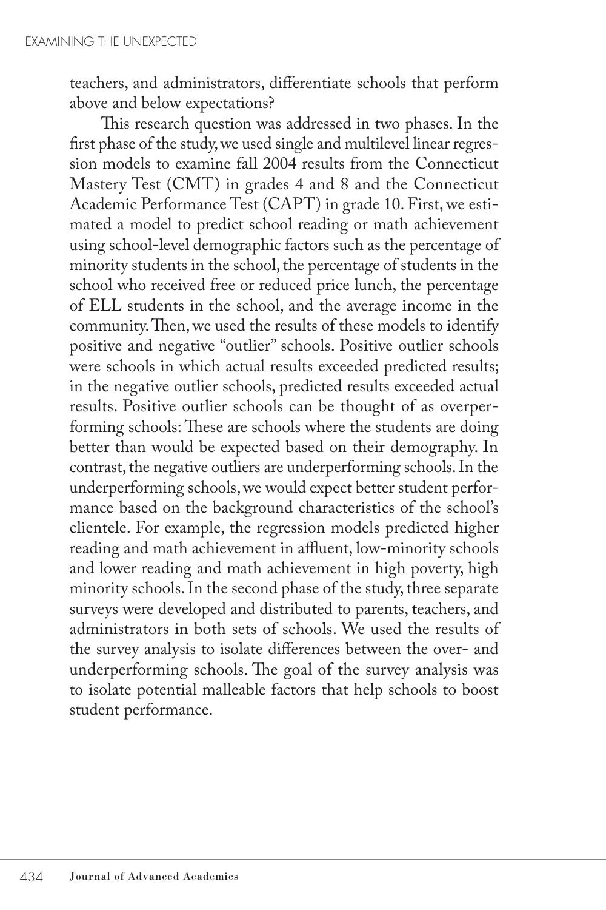teachers, and administrators, differentiate schools that perform above and below expectations?

This research question was addressed in two phases. In the first phase of the study, we used single and multilevel linear regression models to examine fall 2004 results from the Connecticut Mastery Test (CMT) in grades 4 and 8 and the Connecticut Academic Performance Test (CAPT) in grade 10. First, we estimated a model to predict school reading or math achievement using school-level demographic factors such as the percentage of minority students in the school, the percentage of students in the school who received free or reduced price lunch, the percentage of ELL students in the school, and the average income in the community. Then, we used the results of these models to identify positive and negative "outlier" schools. Positive outlier schools were schools in which actual results exceeded predicted results; in the negative outlier schools, predicted results exceeded actual results. Positive outlier schools can be thought of as overperforming schools: These are schools where the students are doing better than would be expected based on their demography. In contrast, the negative outliers are underperforming schools. In the underperforming schools, we would expect better student performance based on the background characteristics of the school's clientele. For example, the regression models predicted higher reading and math achievement in affluent, low-minority schools and lower reading and math achievement in high poverty, high minority schools. In the second phase of the study, three separate surveys were developed and distributed to parents, teachers, and administrators in both sets of schools. We used the results of the survey analysis to isolate differences between the over- and underperforming schools. The goal of the survey analysis was to isolate potential malleable factors that help schools to boost student performance.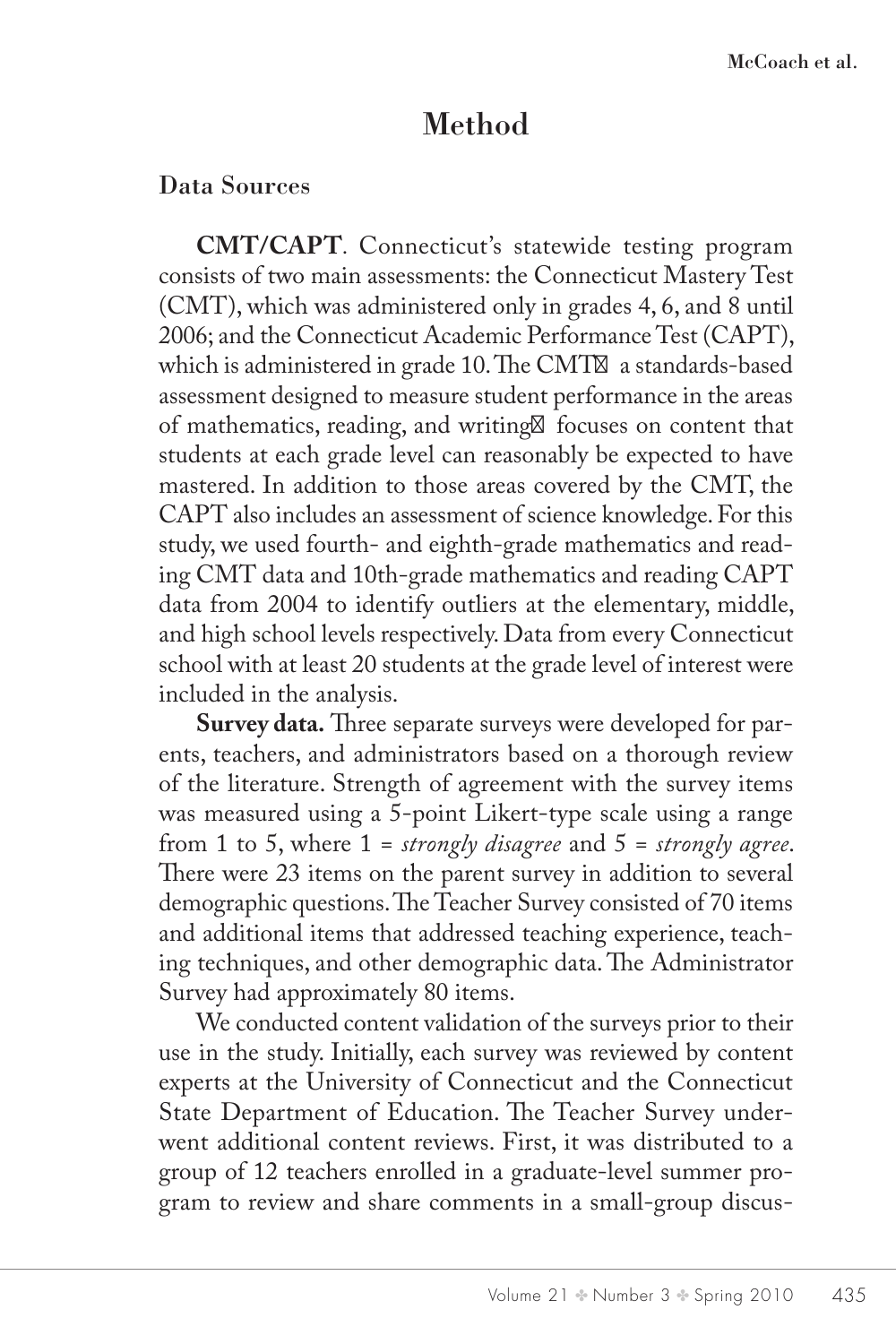## Method

### Data Sources

**CMT/CAPT**. Connecticut's statewide testing program consists of two main assessments: the Connecticut Mastery Test (CMT), which was administered only in grades 4, 6, and 8 until 2006; and the Connecticut Academic Performance Test (CAPT), which is administered in grade 10. The CMT a standards-based assessment designed to measure student performance in the areas of mathematics, reading, and writing focuses on content that students at each grade level can reasonably be expected to have mastered. In addition to those areas covered by the CMT, the CAPT also includes an assessment of science knowledge. For this study, we used fourth- and eighth-grade mathematics and reading CMT data and 10th-grade mathematics and reading CAPT data from 2004 to identify outliers at the elementary, middle, and high school levels respectively. Data from every Connecticut school with at least 20 students at the grade level of interest were included in the analysis.

**Survey data.** Three separate surveys were developed for parents, teachers, and administrators based on a thorough review of the literature. Strength of agreement with the survey items was measured using a 5-point Likert-type scale using a range from 1 to 5, where 1 = *strongly disagree* and 5 = *strongly agree*. There were 23 items on the parent survey in addition to several demographic questions. The Teacher Survey consisted of 70 items and additional items that addressed teaching experience, teaching techniques, and other demographic data. The Administrator Survey had approximately 80 items.

We conducted content validation of the surveys prior to their use in the study. Initially, each survey was reviewed by content experts at the University of Connecticut and the Connecticut State Department of Education. The Teacher Survey underwent additional content reviews. First, it was distributed to a group of 12 teachers enrolled in a graduate-level summer program to review and share comments in a small-group discus-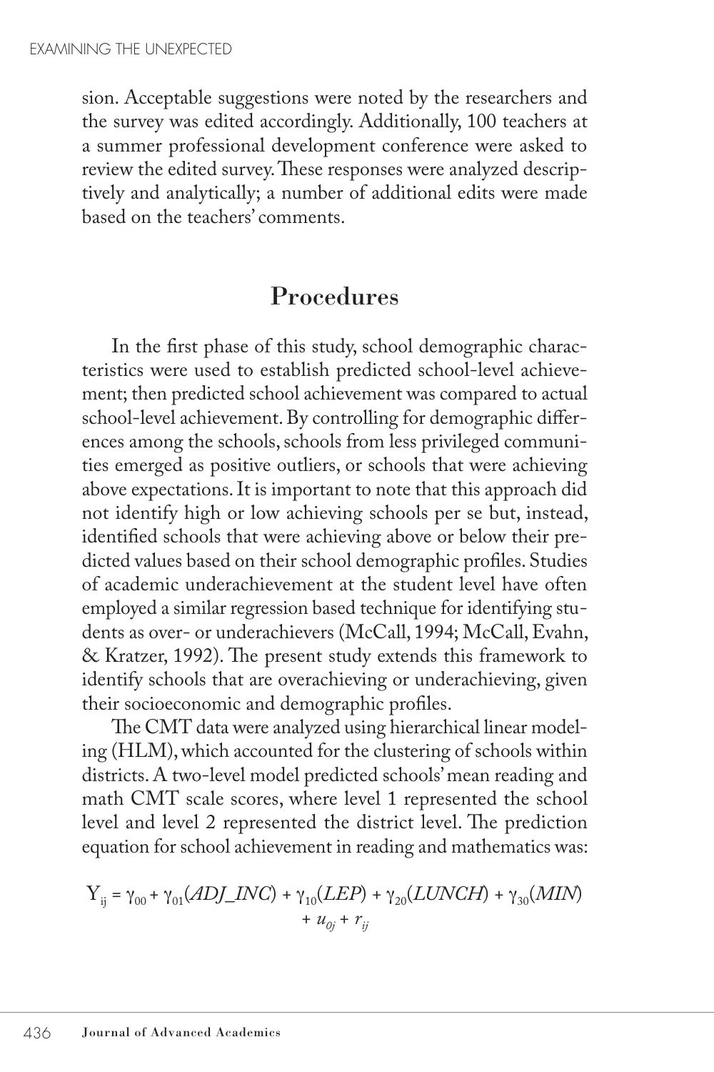sion. Acceptable suggestions were noted by the researchers and the survey was edited accordingly. Additionally, 100 teachers at a summer professional development conference were asked to review the edited survey. These responses were analyzed descriptively and analytically; a number of additional edits were made based on the teachers' comments.

## Procedures

In the first phase of this study, school demographic characteristics were used to establish predicted school-level achievement; then predicted school achievement was compared to actual school-level achievement. By controlling for demographic differences among the schools, schools from less privileged communities emerged as positive outliers, or schools that were achieving above expectations. It is important to note that this approach did not identify high or low achieving schools per se but, instead, identified schools that were achieving above or below their predicted values based on their school demographic profiles. Studies of academic underachievement at the student level have often employed a similar regression based technique for identifying students as over- or underachievers (McCall, 1994; McCall, Evahn, & Kratzer, 1992). The present study extends this framework to identify schools that are overachieving or underachieving, given their socioeconomic and demographic profiles.

The CMT data were analyzed using hierarchical linear modeling (HLM), which accounted for the clustering of schools within districts. A two-level model predicted schools' mean reading and math CMT scale scores, where level 1 represented the school level and level 2 represented the district level. The prediction equation for school achievement in reading and mathematics was:

$$Y_{ij} = \gamma_{00} + \gamma_{01}(ADJ\_INC) + \gamma_{10}(LEP) + \gamma_{20}(LUNCH) + \gamma_{30}(MIN) + u_{0j} + r_{ij}$$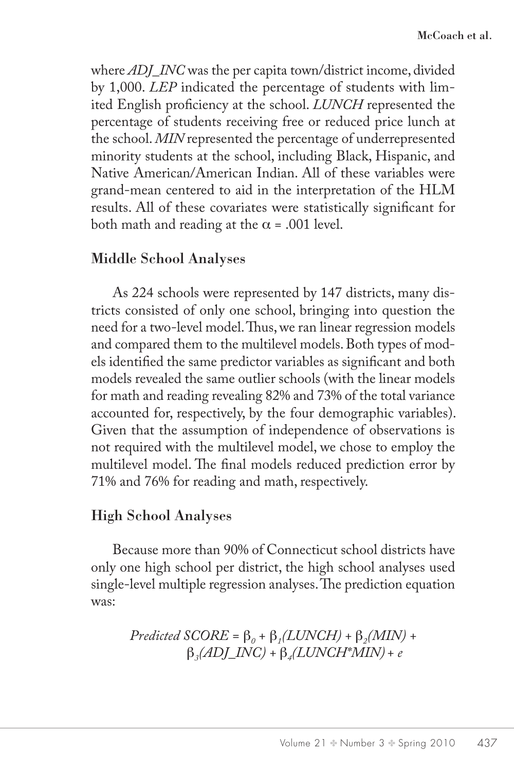where *ADJ_INC* was the per capita town/district income, divided by 1,000. *LEP* indicated the percentage of students with limited English proficiency at the school. *LUNCH* represented the percentage of students receiving free or reduced price lunch at the school. *MIN* represented the percentage of underrepresented minority students at the school, including Black, Hispanic, and Native American/American Indian. All of these variables were grand-mean centered to aid in the interpretation of the HLM results. All of these covariates were statistically significant for both math and reading at the $\alpha = .001$ level.

### Middle School Analyses

As 224 schools were represented by 147 districts, many districts consisted of only one school, bringing into question the need for a two-level model. Thus, we ran linear regression models and compared them to the multilevel models. Both types of models identified the same predictor variables as significant and both models revealed the same outlier schools (with the linear models for math and reading revealing 82% and 73% of the total variance accounted for, respectively, by the four demographic variables). Given that the assumption of independence of observations is not required with the multilevel model, we chose to employ the multilevel model. The final models reduced prediction error by 71% and 76% for reading and math, respectively.

### High School Analyses

Because more than 90% of Connecticut school districts have only one high school per district, the high school analyses used single-level multiple regression analyses. The prediction equation was:

$$\textit{Predicted SCORE} = \beta_0 + \beta_1(\textit{LUNCH}) + \beta_2(\textit{MIN}) + \beta_3(\textit{ADJ\_INC}) + \beta_4(\textit{LUNCH*MIN}) + e$$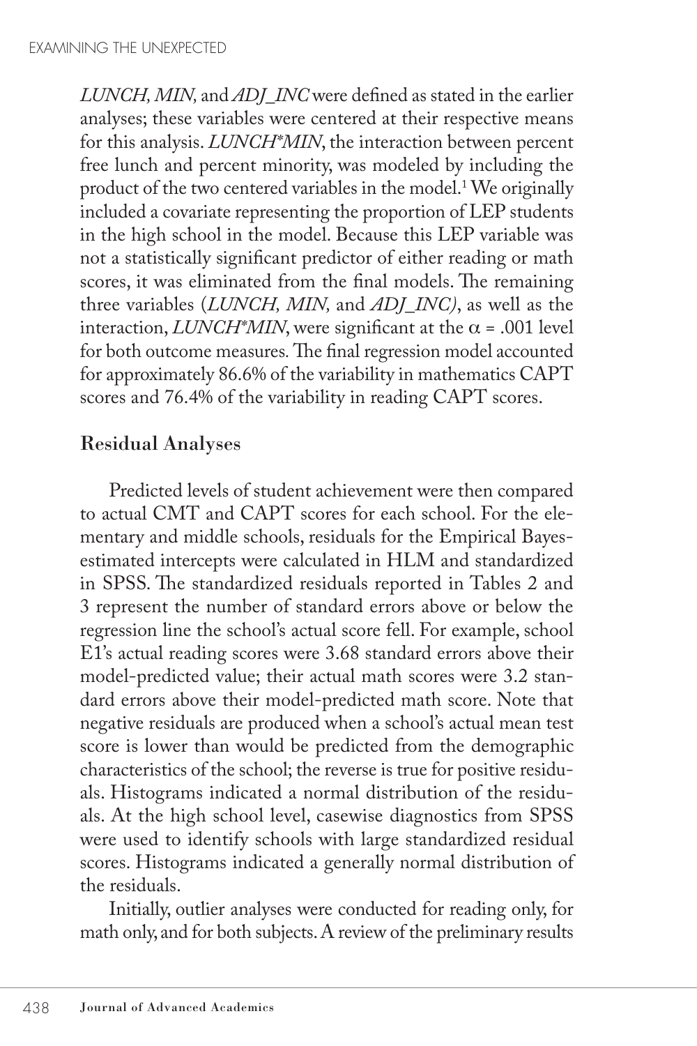*LUNCH, MIN,* and *ADJ_INC* were defined as stated in the earlier analyses; these variables were centered at their respective means for this analysis. *LUNCH*MIN*, the interaction between percent free lunch and percent minority, was modeled by including the product of the two centered variables in the model.[1] We originally included a covariate representing the proportion of LEP students in the high school in the model. Because this LEP variable was not a statistically significant predictor of either reading or math scores, it was eliminated from the final models. The remaining three variables (*LUNCH, MIN,* and *ADJ_INC)*, as well as the interaction, *LUNCH*MIN*, were significant at the $\alpha$ = .001 level for both outcome measures. The final regression model accounted for approximately 86.6% of the variability in mathematics CAPT scores and 76.4% of the variability in reading CAPT scores.

## Residual Analyses

Predicted levels of student achievement were then compared to actual CMT and CAPT scores for each school. For the elementary and middle schools, residuals for the Empirical Bayes-estimated intercepts were calculated in HLM and standardized in SPSS. The standardized residuals reported in Tables 2 and 3 represent the number of standard errors above or below the regression line the school's actual score fell. For example, school E1's actual reading scores were 3.68 standard errors above their model-predicted value; their actual math scores were 3.2 standard errors above their model-predicted math score. Note that negative residuals are produced when a school's actual mean test score is lower than would be predicted from the demographic characteristics of the school; the reverse is true for positive residuals. Histograms indicated a normal distribution of the residuals. At the high school level, casewise diagnostics from SPSS were used to identify schools with large standardized residual scores. Histograms indicated a generally normal distribution of the residuals.

Initially, outlier analyses were conducted for reading only, for math only, and for both subjects. A review of the preliminary results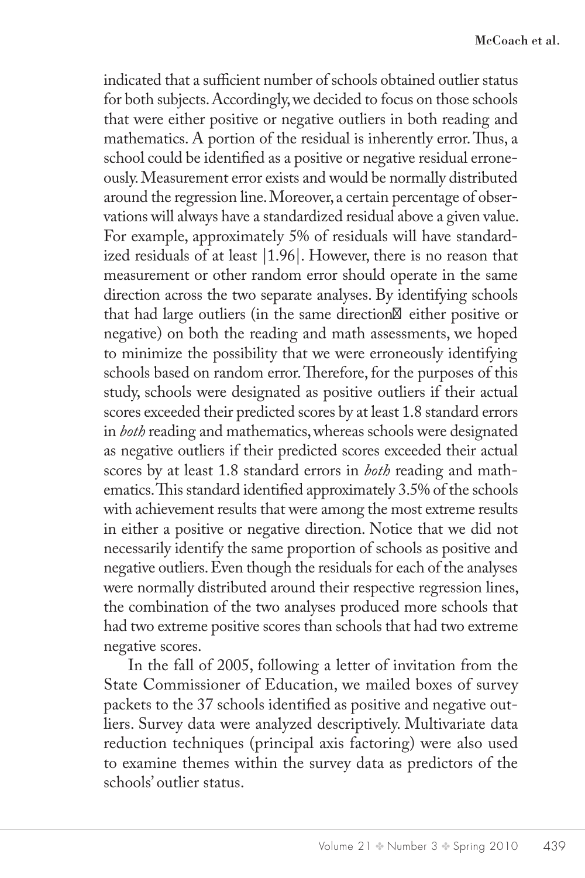indicated that a sufficient number of schools obtained outlier status for both subjects. Accordingly, we decided to focus on those schools that were either positive or negative outliers in both reading and mathematics. A portion of the residual is inherently error. Thus, a school could be identified as a positive or negative residual erroneously. Measurement error exists and would be normally distributed around the regression line. Moreover, a certain percentage of observations will always have a standardized residual above a given value. For example, approximately 5% of residuals will have standardized residuals of at least |1.96|. However, there is no reason that measurement or other random error should operate in the same direction across the two separate analyses. By identifying schools that had large outliers (in the same direction— either positive or negative) on both the reading and math assessments, we hoped to minimize the possibility that we were erroneously identifying schools based on random error. Therefore, for the purposes of this study, schools were designated as positive outliers if their actual scores exceeded their predicted scores by at least 1.8 standard errors in *both* reading and mathematics, whereas schools were designated as negative outliers if their predicted scores exceeded their actual scores by at least 1.8 standard errors in *both* reading and mathematics. This standard identified approximately 3.5% of the schools with achievement results that were among the most extreme results in either a positive or negative direction. Notice that we did not necessarily identify the same proportion of schools as positive and negative outliers. Even though the residuals for each of the analyses were normally distributed around their respective regression lines, the combination of the two analyses produced more schools that had two extreme positive scores than schools that had two extreme negative scores.

In the fall of 2005, following a letter of invitation from the State Commissioner of Education, we mailed boxes of survey packets to the 37 schools identified as positive and negative outliers. Survey data were analyzed descriptively. Multivariate data reduction techniques (principal axis factoring) were also used to examine themes within the survey data as predictors of the schools' outlier status.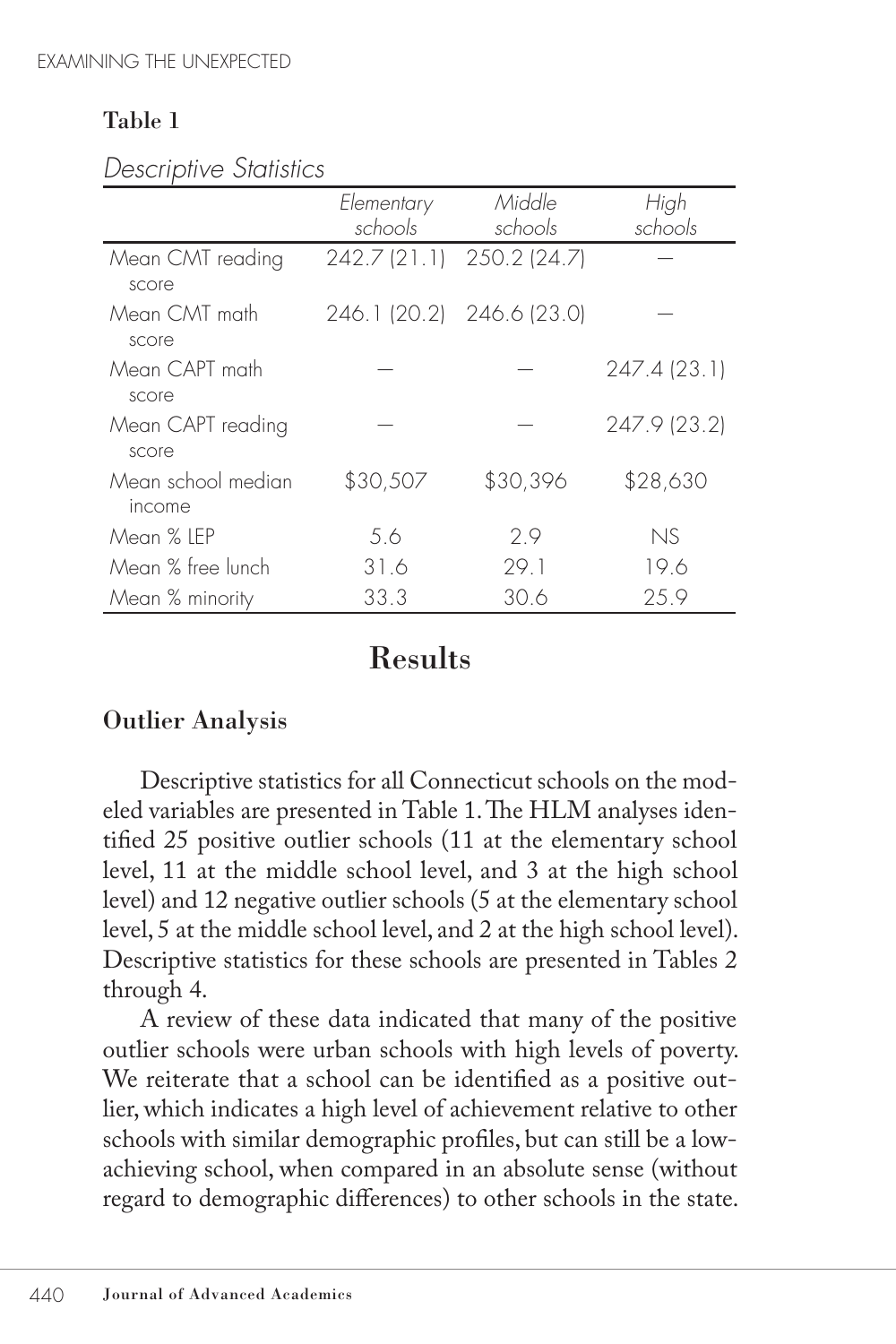**Table 1**

*Descriptive Statistics*

| | *Elementary schools* | *Middle schools* | *High schools* |
|---|---|---|---|
| Mean CMT reading score | 242.7 (21.1) | 250.2 (24.7) | — |
| Mean CMT math score | 246.1 (20.2) | 246.6 (23.0) | — |
| Mean CAPT math score | — | — | 247.4 (23.1) |
| Mean CAPT reading score | — | — | 247.9 (23.2) |
| Mean school median income | $30,507 | $30,396 | $28,630 |
| Mean % LEP | 5.6 | 2.9 | NS |
| Mean % free lunch | 31.6 | 29.1 | 19.6 |
| Mean % minority | 33.3 | 30.6 | 25.9 |

## Results

### Outlier Analysis

Descriptive statistics for all Connecticut schools on the modeled variables are presented in Table 1. The HLM analyses identified 25 positive outlier schools (11 at the elementary school level, 11 at the middle school level, and 3 at the high school level) and 12 negative outlier schools (5 at the elementary school level, 5 at the middle school level, and 2 at the high school level). Descriptive statistics for these schools are presented in Tables 2 through 4.

A review of these data indicated that many of the positive outlier schools were urban schools with high levels of poverty. We reiterate that a school can be identified as a positive outlier, which indicates a high level of achievement relative to other schools with similar demographic profiles, but can still be a low-achieving school, when compared in an absolute sense (without regard to demographic differences) to other schools in the state.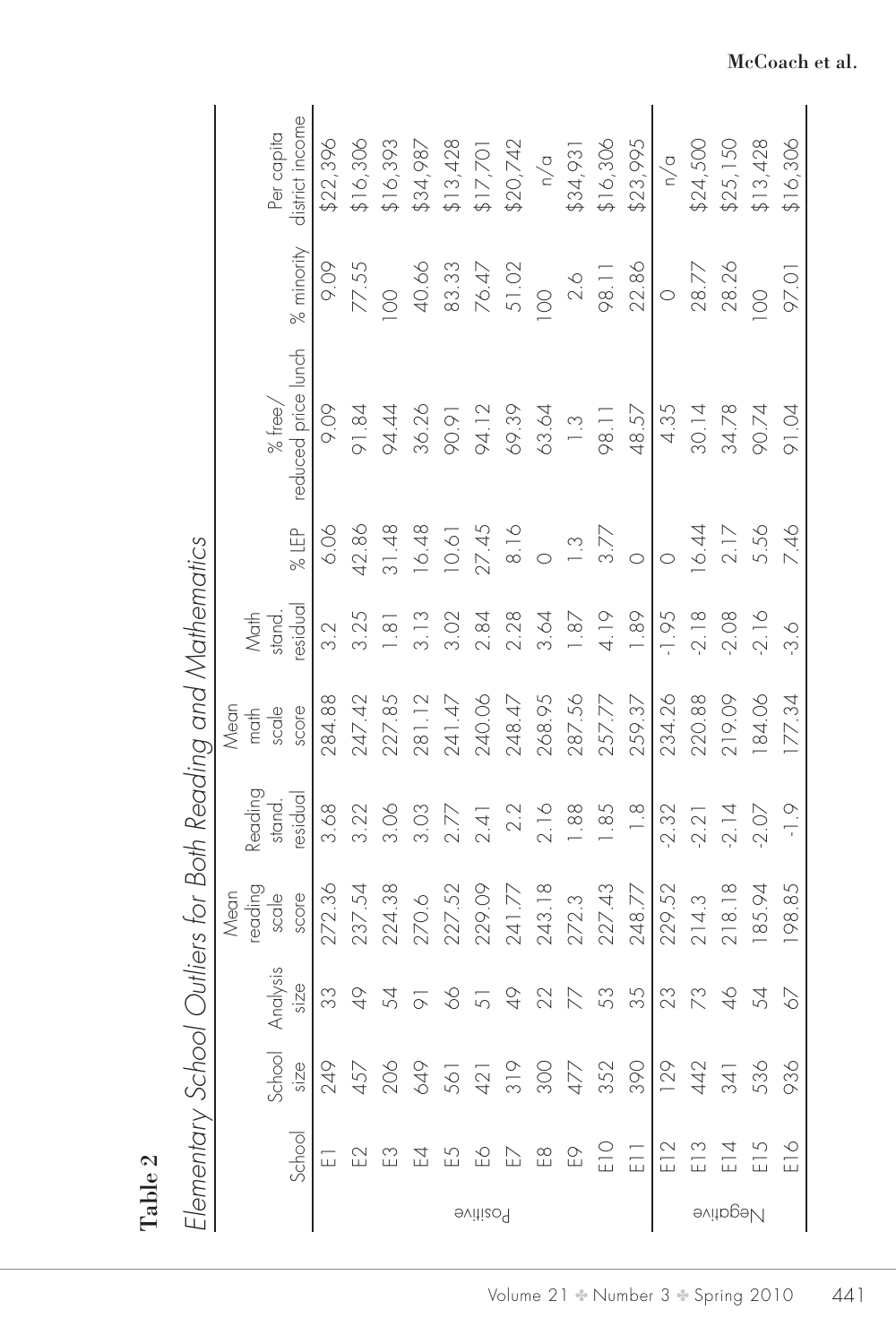**Table 2**

*Elementary School Outliers for Both Reading and Mathematics*

| | School | School size | Analysis size | Mean reading scale score | Reading stand. residual | Mean math scale score | Math stand. residual | % LEP | % free/ reduced price lunch | % minority | Per capita district income |
|---|---|---|---|---|---|---|---|---|---|---|---|
| Positive | E1 | 249 | 33 | 272.36 | 3.68 | 284.88 | 3.2 | 6.06 | 9.09 | 9.09 | $22,396 |
| | E2 | 457 | 49 | 237.54 | 3.22 | 247.42 | 3.25 | 42.86 | 91.84 | 77.55 | $16,306 |
| | E3 | 206 | 54 | 224.38 | 3.06 | 227.85 | 1.81 | 31.48 | 94.44 | 100 | $16,393 |
| | E4 | 649 | 91 | 270.6 | 3.03 | 281.12 | 3.13 | 16.48 | 36.26 | 40.66 | $34,987 |
| | E5 | 561 | 66 | 227.52 | 2.77 | 241.47 | 3.02 | 10.61 | 90.91 | 83.33 | $13,428 |
| | E6 | 421 | 51 | 229.09 | 2.41 | 240.06 | 2.84 | 27.45 | 94.12 | 76.47 | $17,701 |
| | E7 | 319 | 49 | 241.77 | 2.2 | 248.47 | 2.28 | 8.16 | 69.39 | 51.02 | $20,742 |
| | E8 | 300 | 22 | 243.18 | 2.16 | 268.95 | 3.64 | 0 | 63.64 | 100 | n/a |
| | E9 | 477 | 77 | 272.3 | 1.88 | 287.56 | 1.87 | 1.3 | 1.3 | 2.6 | $34,931 |
| | E10 | 352 | 53 | 227.43 | 1.85 | 257.77 | 4.19 | 3.77 | 98.11 | 98.11 | $16,306 |
| | E11 | 390 | 35 | 248.77 | 1.8 | 259.37 | 1.89 | 0 | 48.57 | 22.86 | $23,995 |
| Negative | E12 | 129 | 23 | 229.52 | -2.32 | 234.26 | -1.95 | 0 | 4.35 | 0 | n/a |
| | E13 | 442 | 73 | 214.3 | -2.21 | 220.88 | -2.18 | 16.44 | 30.14 | 28.77 | $24,500 |
| | E14 | 341 | 46 | 218.18 | -2.14 | 219.09 | -2.08 | 2.17 | 34.78 | 28.26 | $25,150 |
| | E15 | 536 | 54 | 185.94 | -2.07 | 184.06 | -2.16 | 5.56 | 90.74 | 100 | $13,428 |
| | E16 | 936 | 67 | 198.85 | -1.9 | 177.34 | -3.6 | 7.46 | 91.04 | 97.01 | $16,306 |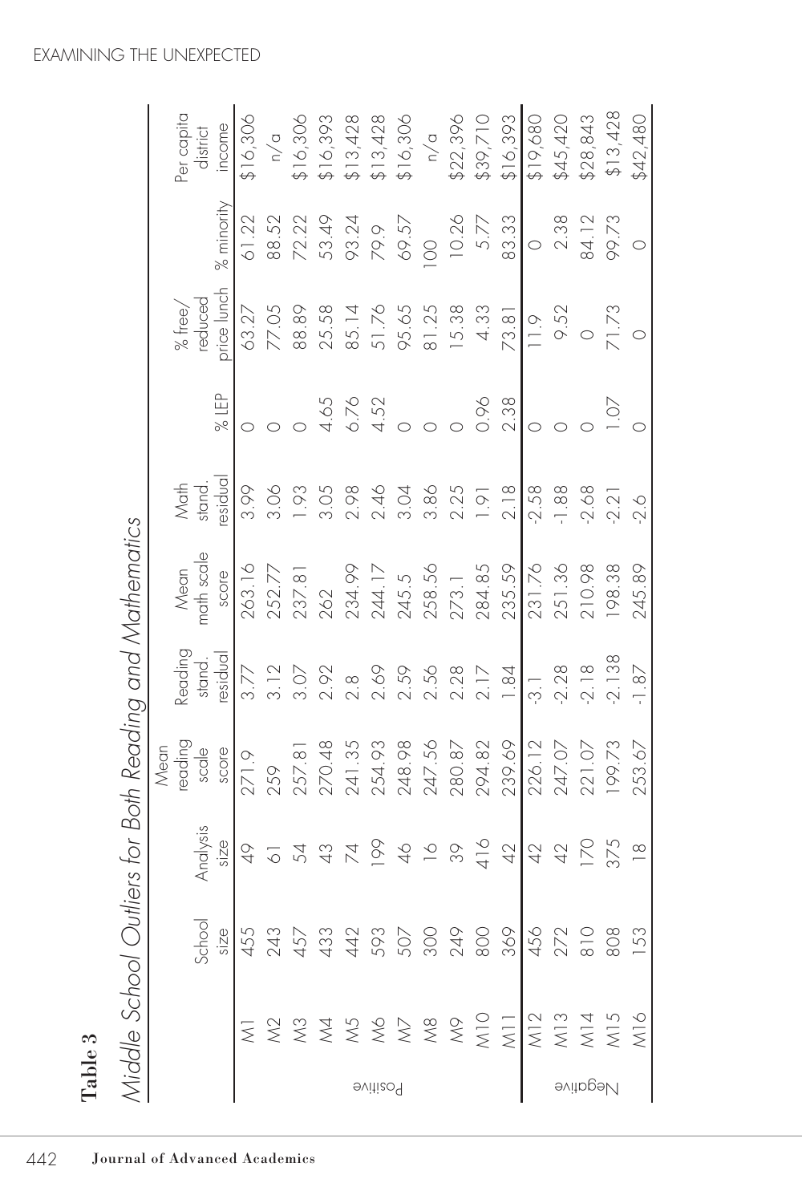**Table 3**

*Middle School Outliers for Both Reading and Mathematics*

| | | School size | Analysis size | Mean reading scale score | Reading stand. residual | Mean math scale score | Math stand. residual | % LEP | % free/ reduced price lunch | % minority | Per capita district income |
|---|---|---|---|---|---|---|---|---|---|---|---|
| Positive | M1 | 455 | 49 | 271.9 | 3.77 | 263.16 | 3.99 | 0 | 63.27 | 61.22 | $16,306 |
| | M2 | 243 | 61 | 259 | 3.12 | 252.77 | 3.06 | 0 | 77.05 | 88.52 | n/a |
| | M3 | 457 | 54 | 257.81 | 3.07 | 237.81 | 1.93 | 0 | 88.89 | 72.22 | $16,306 |
| | M4 | 433 | 43 | 270.48 | 2.92 | 262 | 3.05 | 4.65 | 25.58 | 53.49 | $16,393 |
| | M5 | 442 | 74 | 241.35 | 2.8 | 234.99 | 2.98 | 6.76 | 85.14 | 93.24 | $13,428 |
| | M6 | 593 | 199 | 254.93 | 2.69 | 244.17 | 2.46 | 4.52 | 51.76 | 79.9 | $13,428 |
| | M7 | 507 | 46 | 248.98 | 2.59 | 245.5 | 3.04 | 0 | 95.65 | 69.57 | $16,306 |
| | M8 | 300 | 16 | 247.56 | 2.56 | 258.56 | 3.86 | 0 | 81.25 | 100 | n/a |
| | M9 | 249 | 39 | 280.87 | 2.28 | 273.1 | 2.25 | 0 | 15.38 | 10.26 | $22,396 |
| | M10 | 800 | 416 | 294.82 | 2.17 | 284.85 | 1.91 | 0.96 | 4.33 | 5.77 | $39,710 |
| | M11 | 369 | 42 | 239.69 | 1.84 | 235.59 | 2.18 | 2.38 | 73.81 | 83.33 | $16,393 |
| Negative | M12 | 456 | 42 | 226.12 | -3.1 | 231.76 | -2.58 | 0 | 11.9 | 0 | $19,680 |
| | M13 | 272 | 42 | 247.07 | -2.28 | 251.36 | -1.88 | 0 | 9.52 | 2.38 | $45,420 |
| | M14 | 810 | 170 | 221.07 | -2.18 | 210.98 | -2.68 | 0 | 0 | 84.12 | $28,843 |
| | M15 | 808 | 375 | 199.73 | -2.138 | 198.38 | -2.21 | 1.07 | 71.73 | 99.73 | $13,428 |
| | M16 | 153 | 18 | 253.67 | -1.87 | 245.89 | -2.6 | 0 | 0 | 0 | $42,480 |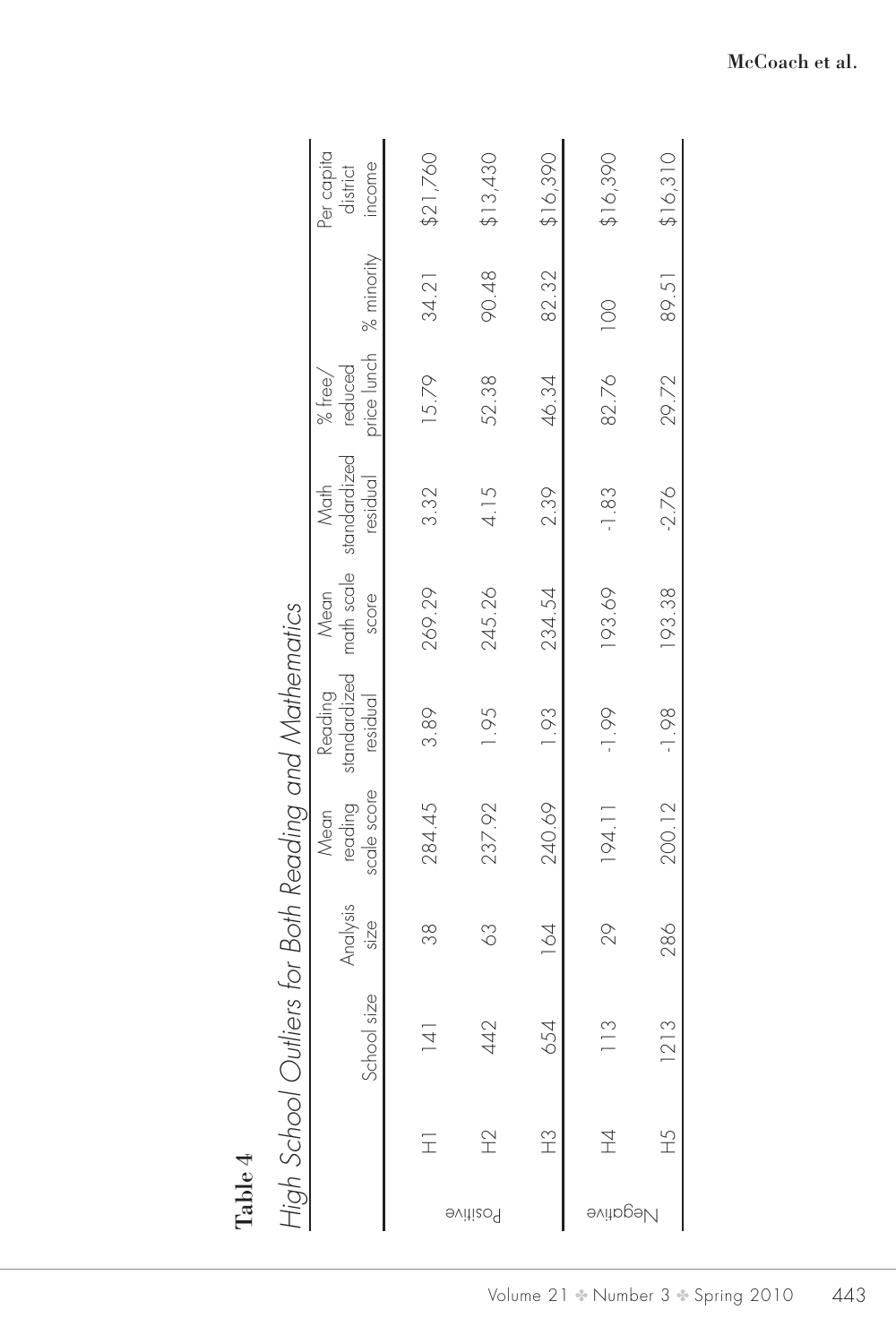**Table 4**

*High School Outliers for Both Reading and Mathematics*

| | | School size | Analysis size | Mean reading scale score | Reading standardized residual | Mean math scale score | Math standardized residual | % free/reduced price lunch | % minority | Per capita district income |
|---|---|---|---|---|---|---|---|---|---|---|
| Positive | H1 | 141 | 38 | 284.45 | 3.89 | 269.29 | 3.32 | 15.79 | 34.21 | $21,760 |
| | H2 | 442 | 63 | 237.92 | 1.95 | 245.26 | 4.15 | 52.38 | 90.48 | $13,430 |
| | H3 | 654 | 164 | 240.69 | 1.93 | 234.54 | 2.39 | 46.34 | 82.32 | $16,390 |
| Negative | H4 | 113 | 29 | 194.11 | -1.99 | 193.69 | -1.83 | 82.76 | 100 | $16,390 |
| | H5 | 1213 | 286 | 200.12 | -1.98 | 193.38 | -2.76 | 29.72 | 89.51 | $16,310 |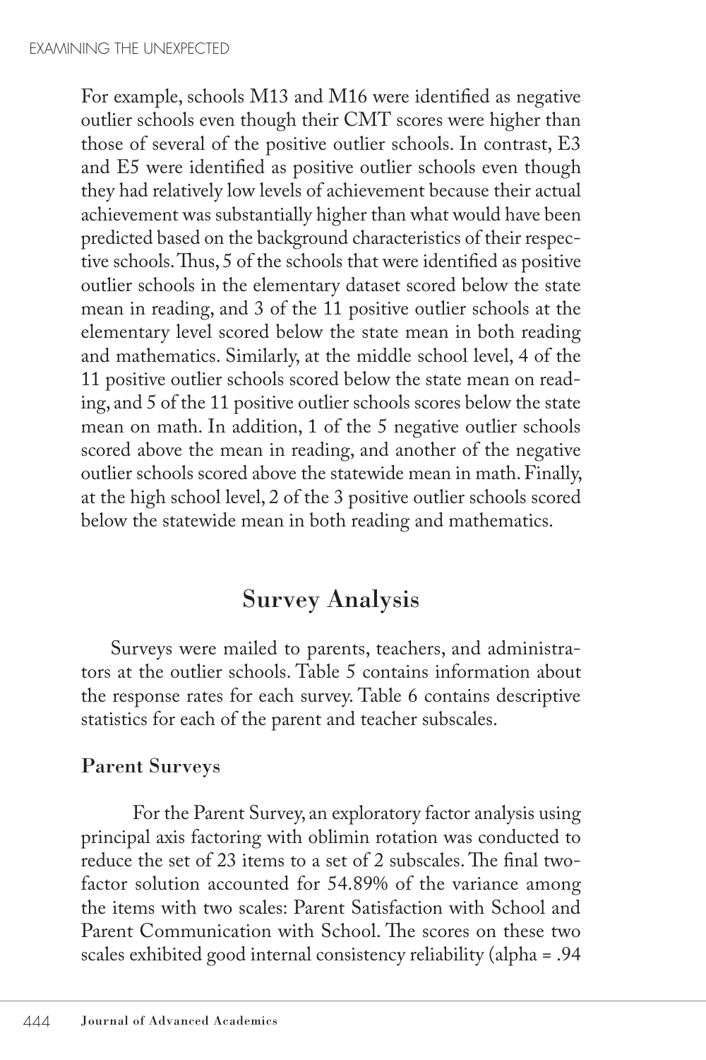For example, schools M13 and M16 were identified as negative outlier schools even though their CMT scores were higher than those of several of the positive outlier schools. In contrast, E3 and E5 were identified as positive outlier schools even though they had relatively low levels of achievement because their actual achievement was substantially higher than what would have been predicted based on the background characteristics of their respective schools. Thus, 5 of the schools that were identified as positive outlier schools in the elementary dataset scored below the state mean in reading, and 3 of the 11 positive outlier schools at the elementary level scored below the state mean in both reading and mathematics. Similarly, at the middle school level, 4 of the 11 positive outlier schools scored below the state mean on reading, and 5 of the 11 positive outlier schools scores below the state mean on math. In addition, 1 of the 5 negative outlier schools scored above the mean in reading, and another of the negative outlier schools scored above the statewide mean in math. Finally, at the high school level, 2 of the 3 positive outlier schools scored below the statewide mean in both reading and mathematics.

## Survey Analysis

Surveys were mailed to parents, teachers, and administrators at the outlier schools. Table 5 contains information about the response rates for each survey. Table 6 contains descriptive statistics for each of the parent and teacher subscales.

### Parent Surveys

For the Parent Survey, an exploratory factor analysis using principal axis factoring with oblimin rotation was conducted to reduce the set of 23 items to a set of 2 subscales. The final two-factor solution accounted for 54.89% of the variance among the items with two scales: Parent Satisfaction with School and Parent Communication with School. The scores on these two scales exhibited good internal consistency reliability (alpha = .94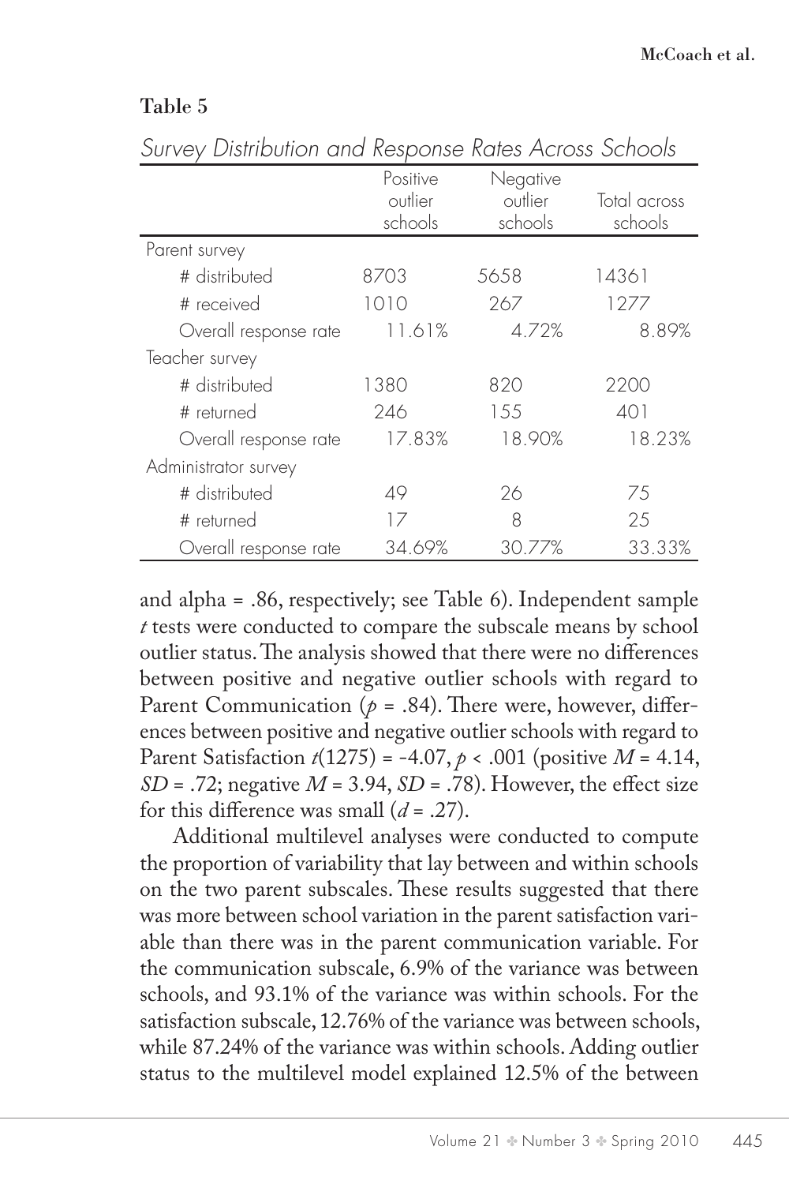**Table 5**

*Survey Distribution and Response Rates Across Schools*

| | Positive outlier schools | Negative outlier schools | Total across schools |
|---|---|---|---|
| Parent survey | | | |
| # distributed | 8703 | 5658 | 14361 |
| # received | 1010 | 267 | 1277 |
| Overall response rate | 11.61% | 4.72% | 8.89% |
| Teacher survey | | | |
| # distributed | 1380 | 820 | 2200 |
| # returned | 246 | 155 | 401 |
| Overall response rate | 17.83% | 18.90% | 18.23% |
| Administrator survey | | | |
| # distributed | 49 | 26 | 75 |
| # returned | 17 | 8 | 25 |
| Overall response rate | 34.69% | 30.77% | 33.33% |

and alpha = .86, respectively; see Table 6). Independent sample *t* tests were conducted to compare the subscale means by school outlier status. The analysis showed that there were no differences between positive and negative outlier schools with regard to Parent Communication ($p = .84$). There were, however, differences between positive and negative outlier schools with regard to Parent Satisfaction $t(1275) = -4.07$, $p < .001$ (positive $M = 4.14$, $SD = .72$; negative $M = 3.94$, $SD = .78$). However, the effect size for this difference was small ($d = .27$).

Additional multilevel analyses were conducted to compute the proportion of variability that lay between and within schools on the two parent subscales. These results suggested that there was more between school variation in the parent satisfaction variable than there was in the parent communication variable. For the communication subscale, 6.9% of the variance was between schools, and 93.1% of the variance was within schools. For the satisfaction subscale, 12.76% of the variance was between schools, while 87.24% of the variance was within schools. Adding outlier status to the multilevel model explained 12.5% of the between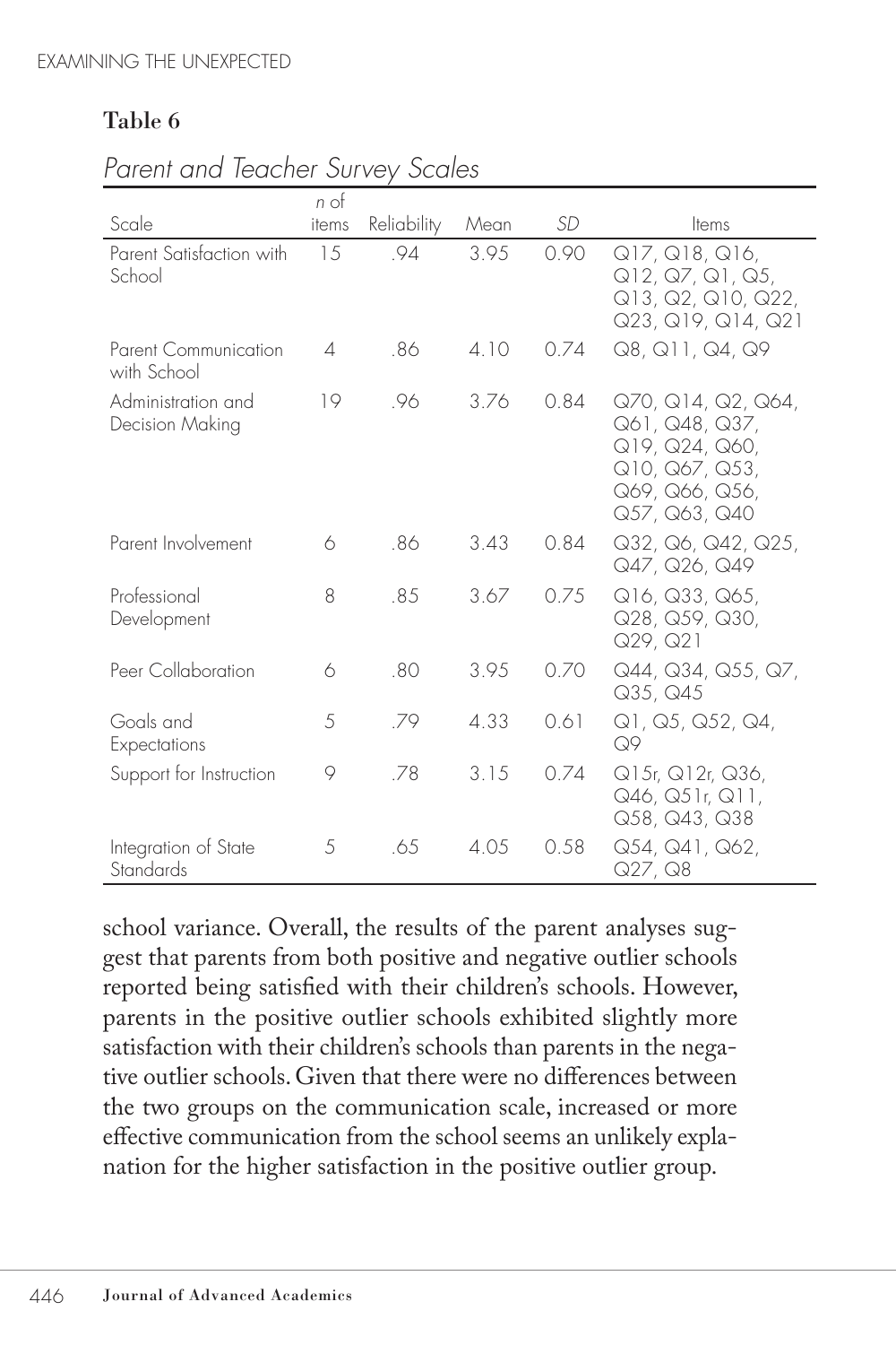**Table 6**

*Parent and Teacher Survey Scales*

| Scale | *n* of items | Reliability | Mean | *SD* | Items |
|---|---|---|---|---|---|
| Parent Satisfaction with School | 15 | .94 | 3.95 | 0.90 | Q17, Q18, Q16, Q12, Q7, Q1, Q5, Q13, Q2, Q10, Q22, Q23, Q19, Q14, Q21 |
| Parent Communication with School | 4 | .86 | 4.10 | 0.74 | Q8, Q11, Q4, Q9 |
| Administration and Decision Making | 19 | .96 | 3.76 | 0.84 | Q70, Q14, Q2, Q64, Q61, Q48, Q37, Q19, Q24, Q60, Q10, Q67, Q53, Q69, Q66, Q56, Q57, Q63, Q40 |
| Parent Involvement | 6 | .86 | 3.43 | 0.84 | Q32, Q6, Q42, Q25, Q47, Q26, Q49 |
| Professional Development | 8 | .85 | 3.67 | 0.75 | Q16, Q33, Q65, Q28, Q59, Q30, Q29, Q21 |
| Peer Collaboration | 6 | .80 | 3.95 | 0.70 | Q44, Q34, Q55, Q7, Q35, Q45 |
| Goals and Expectations | 5 | .79 | 4.33 | 0.61 | Q1, Q5, Q52, Q4, Q9 |
| Support for Instruction | 9 | .78 | 3.15 | 0.74 | Q15r, Q12r, Q36, Q46, Q51r, Q11, Q58, Q43, Q38 |
| Integration of State Standards | 5 | .65 | 4.05 | 0.58 | Q54, Q41, Q62, Q27, Q8 |

school variance. Overall, the results of the parent analyses suggest that parents from both positive and negative outlier schools reported being satisfied with their children's schools. However, parents in the positive outlier schools exhibited slightly more satisfaction with their children's schools than parents in the negative outlier schools. Given that there were no differences between the two groups on the communication scale, increased or more effective communication from the school seems an unlikely explanation for the higher satisfaction in the positive outlier group.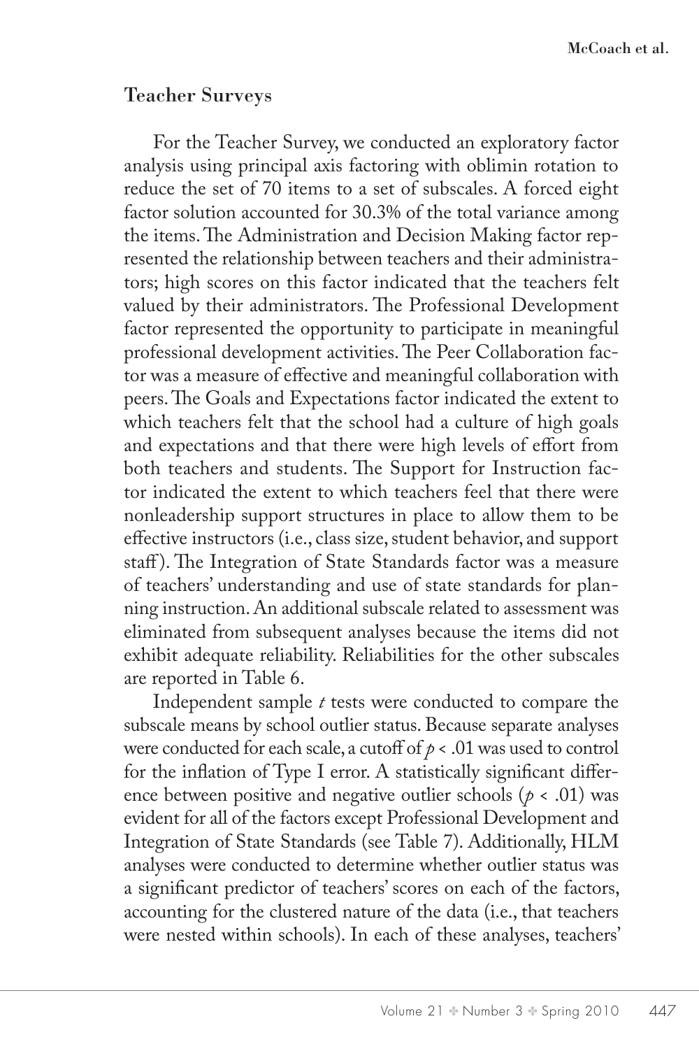## Teacher Surveys

For the Teacher Survey, we conducted an exploratory factor analysis using principal axis factoring with oblimin rotation to reduce the set of 70 items to a set of subscales. A forced eight factor solution accounted for 30.3% of the total variance among the items. The Administration and Decision Making factor represented the relationship between teachers and their administrators; high scores on this factor indicated that the teachers felt valued by their administrators. The Professional Development factor represented the opportunity to participate in meaningful professional development activities. The Peer Collaboration factor was a measure of effective and meaningful collaboration with peers. The Goals and Expectations factor indicated the extent to which teachers felt that the school had a culture of high goals and expectations and that there were high levels of effort from both teachers and students. The Support for Instruction factor indicated the extent to which teachers feel that there were nonleadership support structures in place to allow them to be effective instructors (i.e., class size, student behavior, and support staff). The Integration of State Standards factor was a measure of teachers' understanding and use of state standards for planning instruction. An additional subscale related to assessment was eliminated from subsequent analyses because the items did not exhibit adequate reliability. Reliabilities for the other subscales are reported in Table 6.

Independent sample *t* tests were conducted to compare the subscale means by school outlier status. Because separate analyses were conducted for each scale, a cutoff of $p < .01$ was used to control for the inflation of Type I error. A statistically significant difference between positive and negative outlier schools ($p < .01$) was evident for all of the factors except Professional Development and Integration of State Standards (see Table 7). Additionally, HLM analyses were conducted to determine whether outlier status was a significant predictor of teachers' scores on each of the factors, accounting for the clustered nature of the data (i.e., that teachers were nested within schools). In each of these analyses, teachers'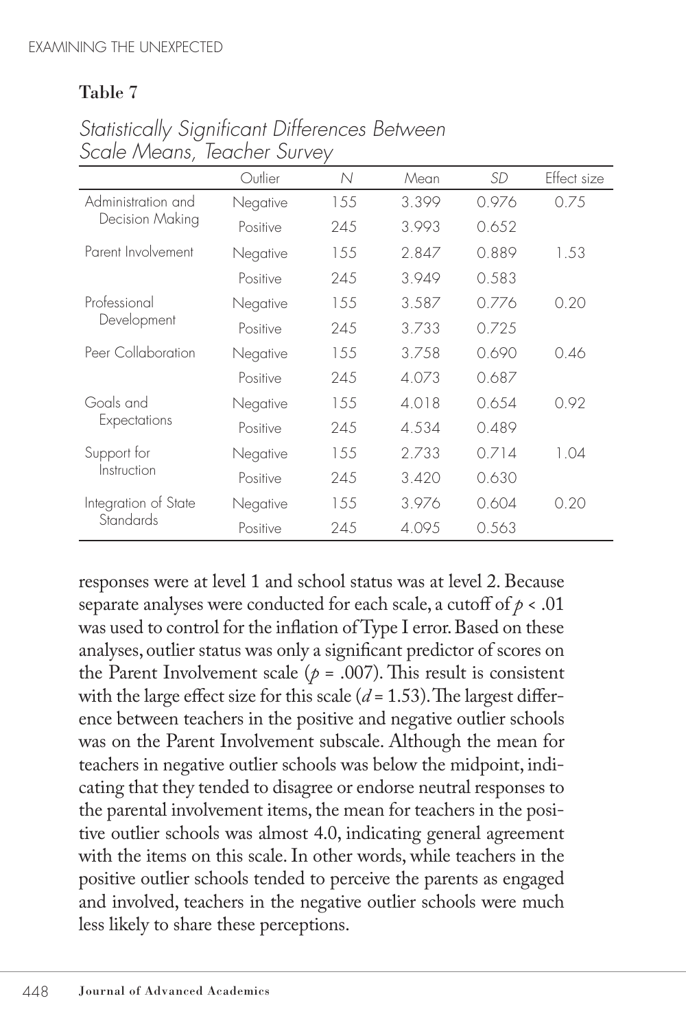**Table 7**

*Statistically Significant Differences Between Scale Means, Teacher Survey*

| | Outlier | *N* | Mean | *SD* | Effect size |
|---|---|---|---|---|---|
| Administration and Decision Making | Negative | 155 | 3.399 | 0.976 | 0.75 |
| | Positive | 245 | 3.993 | 0.652 | |
| Parent Involvement | Negative | 155 | 2.847 | 0.889 | 1.53 |
| | Positive | 245 | 3.949 | 0.583 | |
| Professional Development | Negative | 155 | 3.587 | 0.776 | 0.20 |
| | Positive | 245 | 3.733 | 0.725 | |
| Peer Collaboration | Negative | 155 | 3.758 | 0.690 | 0.46 |
| | Positive | 245 | 4.073 | 0.687 | |
| Goals and Expectations | Negative | 155 | 4.018 | 0.654 | 0.92 |
| | Positive | 245 | 4.534 | 0.489 | |
| Support for Instruction | Negative | 155 | 2.733 | 0.714 | 1.04 |
| | Positive | 245 | 3.420 | 0.630 | |
| Integration of State Standards | Negative | 155 | 3.976 | 0.604 | 0.20 |
| | Positive | 245 | 4.095 | 0.563 | |

responses were at level 1 and school status was at level 2. Because separate analyses were conducted for each scale, a cutoff of $p < .01$ was used to control for the inflation of Type I error. Based on these analyses, outlier status was only a significant predictor of scores on the Parent Involvement scale ($p = .007$). This result is consistent with the large effect size for this scale ($d = 1.53$). The largest difference between teachers in the positive and negative outlier schools was on the Parent Involvement subscale. Although the mean for teachers in negative outlier schools was below the midpoint, indicating that they tended to disagree or endorse neutral responses to the parental involvement items, the mean for teachers in the positive outlier schools was almost 4.0, indicating general agreement with the items on this scale. In other words, while teachers in the positive outlier schools tended to perceive the parents as engaged and involved, teachers in the negative outlier schools were much less likely to share these perceptions.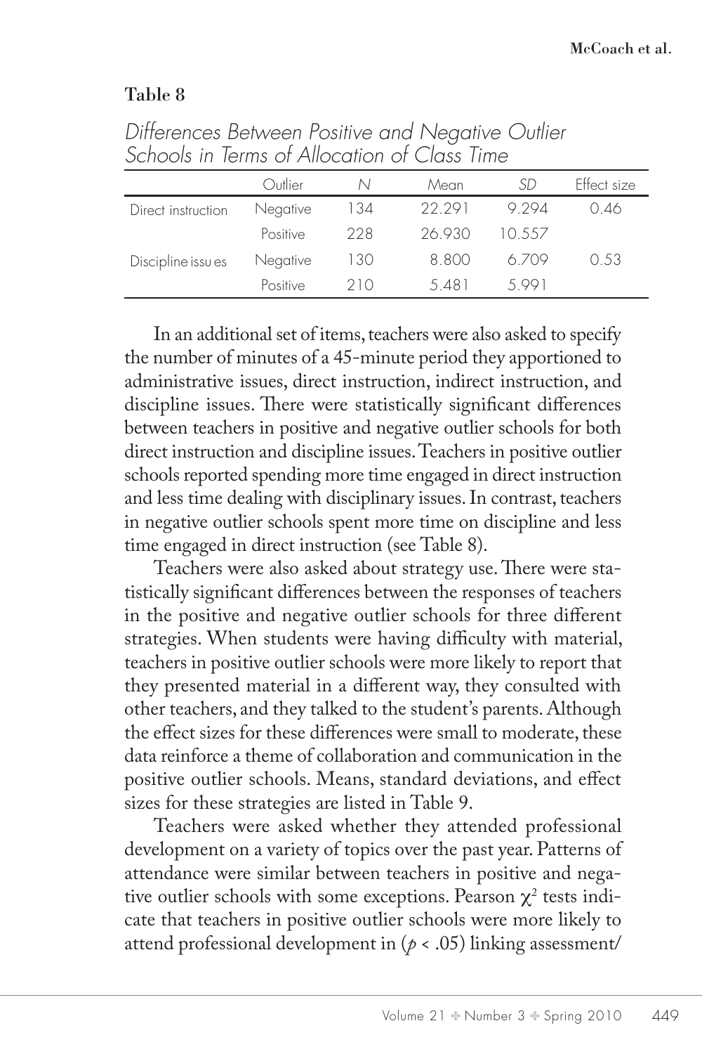**Table 8**

*Differences Between Positive and Negative Outlier Schools in Terms of Allocation of Class Time*

| | Outlier | *N* | Mean | *SD* | Effect size |
|---|---|---|---|---|---|
| Direct instruction | Negative | 134 | 22.291 | 9.294 | 0.46 |
| | Positive | 228 | 26.930 | 10.557 | |
| Discipline issu es | Negative | 130 | 8.800 | 6.709 | 0.53 |
| | Positive | 210 | 5.481 | 5.991 | |

In an additional set of items, teachers were also asked to specify the number of minutes of a 45-minute period they apportioned to administrative issues, direct instruction, indirect instruction, and discipline issues. There were statistically significant differences between teachers in positive and negative outlier schools for both direct instruction and discipline issues. Teachers in positive outlier schools reported spending more time engaged in direct instruction and less time dealing with disciplinary issues. In contrast, teachers in negative outlier schools spent more time on discipline and less time engaged in direct instruction (see Table 8).

Teachers were also asked about strategy use. There were statistically significant differences between the responses of teachers in the positive and negative outlier schools for three different strategies. When students were having difficulty with material, teachers in positive outlier schools were more likely to report that they presented material in a different way, they consulted with other teachers, and they talked to the student's parents. Although the effect sizes for these differences were small to moderate, these data reinforce a theme of collaboration and communication in the positive outlier schools. Means, standard deviations, and effect sizes for these strategies are listed in Table 9.

Teachers were asked whether they attended professional development on a variety of topics over the past year. Patterns of attendance were similar between teachers in positive and negative outlier schools with some exceptions. Pearson $\chi^2$ tests indicate that teachers in positive outlier schools were more likely to attend professional development in ($p < .05$) linking assessment/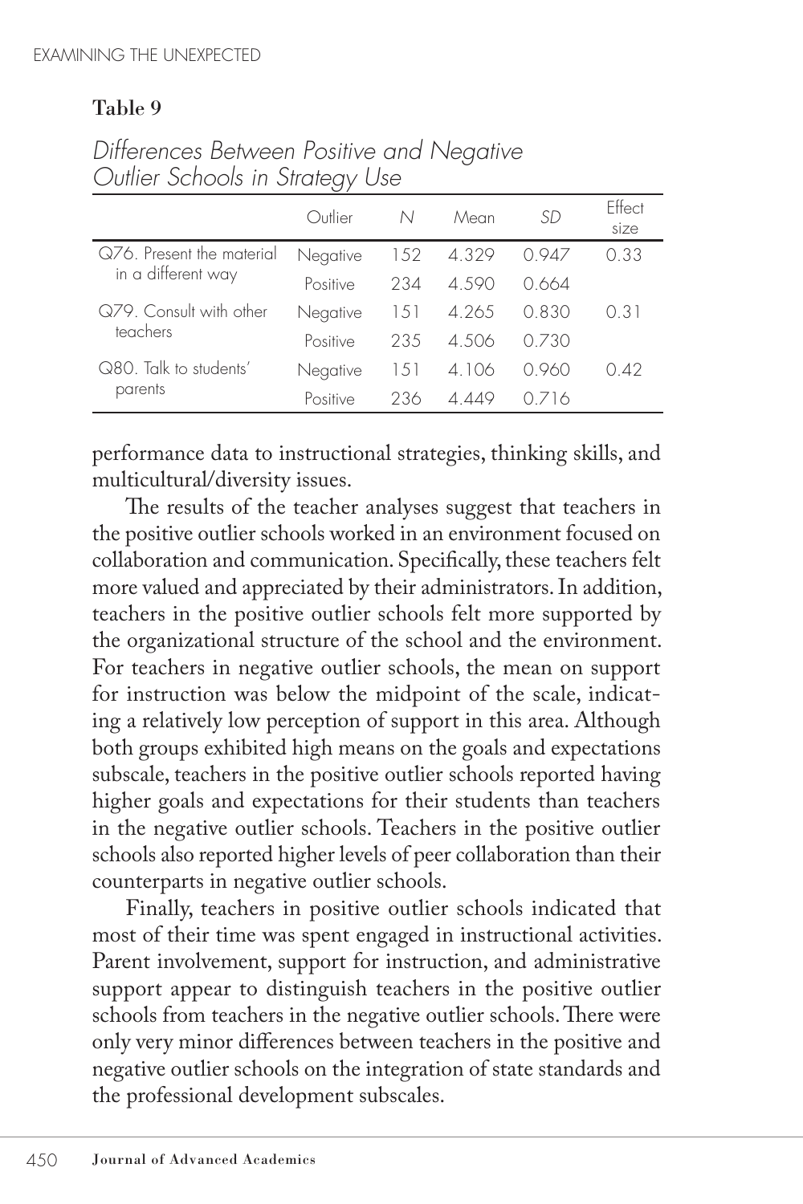**Table 9**

*Differences Between Positive and Negative Outlier Schools in Strategy Use*

| | Outlier | *N* | Mean | *SD* | Effect size |
|---|---|---|---|---|---|
| Q76. Present the material in a different way | Negative | 152 | 4.329 | 0.947 | 0.33 |
| | Positive | 234 | 4.590 | 0.664 | |
| Q79. Consult with other teachers | Negative | 151 | 4.265 | 0.830 | 0.31 |
| | Positive | 235 | 4.506 | 0.730 | |
| Q80. Talk to students' parents | Negative | 151 | 4.106 | 0.960 | 0.42 |
| | Positive | 236 | 4.449 | 0.716 | |

performance data to instructional strategies, thinking skills, and multicultural/diversity issues.

The results of the teacher analyses suggest that teachers in the positive outlier schools worked in an environment focused on collaboration and communication. Specifically, these teachers felt more valued and appreciated by their administrators. In addition, teachers in the positive outlier schools felt more supported by the organizational structure of the school and the environment. For teachers in negative outlier schools, the mean on support for instruction was below the midpoint of the scale, indicating a relatively low perception of support in this area. Although both groups exhibited high means on the goals and expectations subscale, teachers in the positive outlier schools reported having higher goals and expectations for their students than teachers in the negative outlier schools. Teachers in the positive outlier schools also reported higher levels of peer collaboration than their counterparts in negative outlier schools.

Finally, teachers in positive outlier schools indicated that most of their time was spent engaged in instructional activities. Parent involvement, support for instruction, and administrative support appear to distinguish teachers in the positive outlier schools from teachers in the negative outlier schools. There were only very minor differences between teachers in the positive and negative outlier schools on the integration of state standards and the professional development subscales.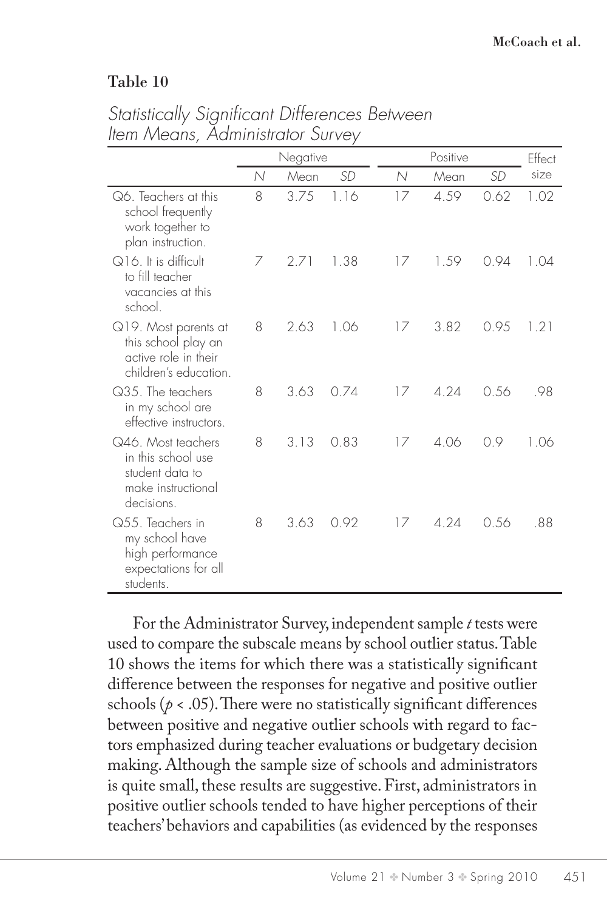**Table 10**

*Statistically Significant Differences Between Item Means, Administrator Survey*

| | Negative | | | Positive | | | Effect size |
|---|---|---|---|---|---|---|---|
| | *N* | Mean | *SD* | *N* | Mean | *SD* | |
| Q6. Teachers at this school frequently work together to plan instruction. | 8 | 3.75 | 1.16 | 17 | 4.59 | 0.62 | 1.02 |
| Q16. It is difficult to fill teacher vacancies at this school. | 7 | 2.71 | 1.38 | 17 | 1.59 | 0.94 | 1.04 |
| Q19. Most parents at this school play an active role in their children's education. | 8 | 2.63 | 1.06 | 17 | 3.82 | 0.95 | 1.21 |
| Q35. The teachers in my school are effective instructors. | 8 | 3.63 | 0.74 | 17 | 4.24 | 0.56 | .98 |
| Q46. Most teachers in this school use student data to make instructional decisions. | 8 | 3.13 | 0.83 | 17 | 4.06 | 0.9 | 1.06 |
| Q55. Teachers in my school have high performance expectations for all students. | 8 | 3.63 | 0.92 | 17 | 4.24 | 0.56 | .88 |

For the Administrator Survey, independent sample *t* tests were used to compare the subscale means by school outlier status. Table 10 shows the items for which there was a statistically significant difference between the responses for negative and positive outlier schools ($p < .05$). There were no statistically significant differences between positive and negative outlier schools with regard to factors emphasized during teacher evaluations or budgetary decision making. Although the sample size of schools and administrators is quite small, these results are suggestive. First, administrators in positive outlier schools tended to have higher perceptions of their teachers' behaviors and capabilities (as evidenced by the responses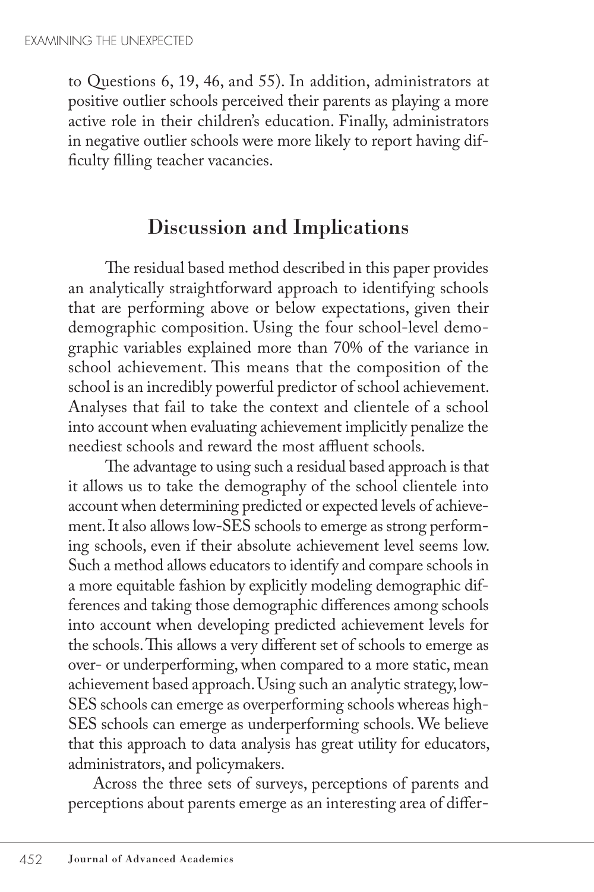to Questions 6, 19, 46, and 55). In addition, administrators at positive outlier schools perceived their parents as playing a more active role in their children's education. Finally, administrators in negative outlier schools were more likely to report having difficulty filling teacher vacancies.

## Discussion and Implications

The residual based method described in this paper provides an analytically straightforward approach to identifying schools that are performing above or below expectations, given their demographic composition. Using the four school-level demographic variables explained more than 70% of the variance in school achievement. This means that the composition of the school is an incredibly powerful predictor of school achievement. Analyses that fail to take the context and clientele of a school into account when evaluating achievement implicitly penalize the neediest schools and reward the most affluent schools.

The advantage to using such a residual based approach is that it allows us to take the demography of the school clientele into account when determining predicted or expected levels of achievement. It also allows low-SES schools to emerge as strong performing schools, even if their absolute achievement level seems low. Such a method allows educators to identify and compare schools in a more equitable fashion by explicitly modeling demographic differences and taking those demographic differences among schools into account when developing predicted achievement levels for the schools. This allows a very different set of schools to emerge as over- or underperforming, when compared to a more static, mean achievement based approach. Using such an analytic strategy, low-SES schools can emerge as overperforming schools whereas high-SES schools can emerge as underperforming schools. We believe that this approach to data analysis has great utility for educators, administrators, and policymakers.

Across the three sets of surveys, perceptions of parents and perceptions about parents emerge as an interesting area of differ-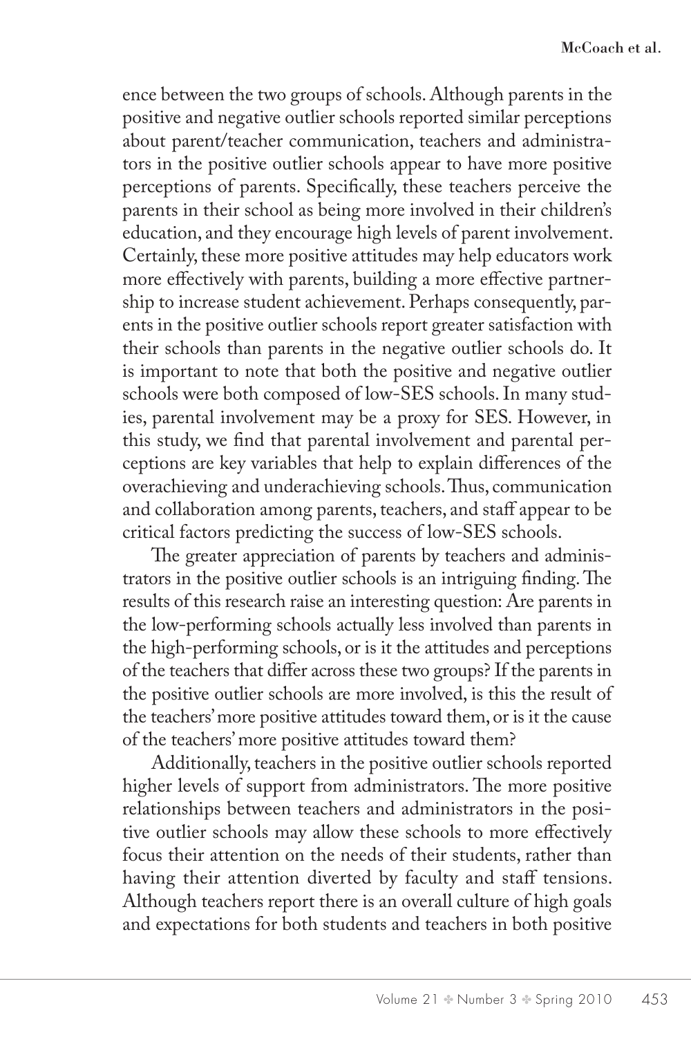ence between the two groups of schools. Although parents in the positive and negative outlier schools reported similar perceptions about parent/teacher communication, teachers and administrators in the positive outlier schools appear to have more positive perceptions of parents. Specifically, these teachers perceive the parents in their school as being more involved in their children's education, and they encourage high levels of parent involvement. Certainly, these more positive attitudes may help educators work more effectively with parents, building a more effective partnership to increase student achievement. Perhaps consequently, parents in the positive outlier schools report greater satisfaction with their schools than parents in the negative outlier schools do. It is important to note that both the positive and negative outlier schools were both composed of low-SES schools. In many studies, parental involvement may be a proxy for SES. However, in this study, we find that parental involvement and parental perceptions are key variables that help to explain differences of the overachieving and underachieving schools. Thus, communication and collaboration among parents, teachers, and staff appear to be critical factors predicting the success of low-SES schools.

The greater appreciation of parents by teachers and administrators in the positive outlier schools is an intriguing finding. The results of this research raise an interesting question: Are parents in the low-performing schools actually less involved than parents in the high-performing schools, or is it the attitudes and perceptions of the teachers that differ across these two groups? If the parents in the positive outlier schools are more involved, is this the result of the teachers' more positive attitudes toward them, or is it the cause of the teachers' more positive attitudes toward them?

Additionally, teachers in the positive outlier schools reported higher levels of support from administrators. The more positive relationships between teachers and administrators in the positive outlier schools may allow these schools to more effectively focus their attention on the needs of their students, rather than having their attention diverted by faculty and staff tensions. Although teachers report there is an overall culture of high goals and expectations for both students and teachers in both positive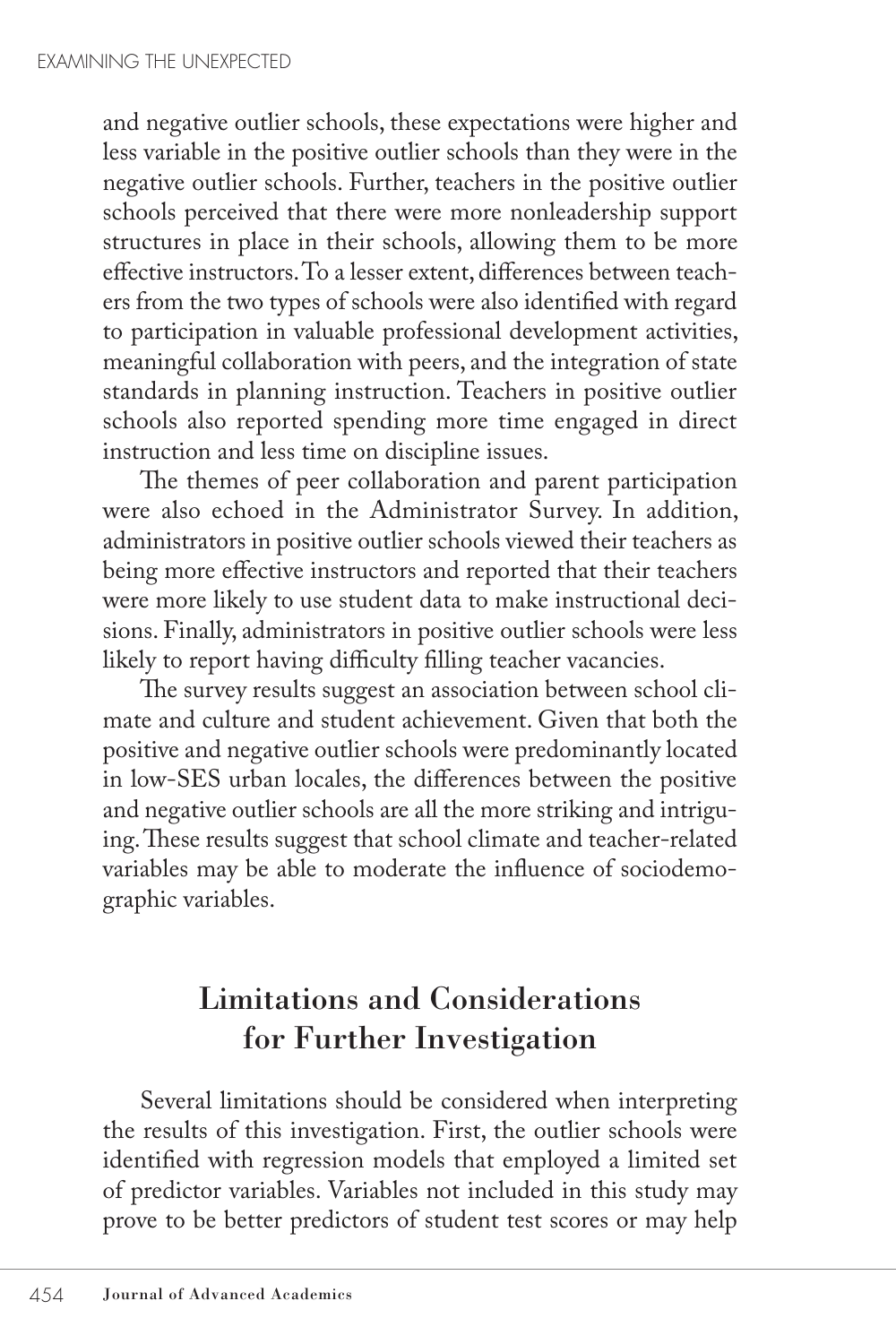and negative outlier schools, these expectations were higher and less variable in the positive outlier schools than they were in the negative outlier schools. Further, teachers in the positive outlier schools perceived that there were more nonleadership support structures in place in their schools, allowing them to be more effective instructors. To a lesser extent, differences between teachers from the two types of schools were also identified with regard to participation in valuable professional development activities, meaningful collaboration with peers, and the integration of state standards in planning instruction. Teachers in positive outlier schools also reported spending more time engaged in direct instruction and less time on discipline issues.

The themes of peer collaboration and parent participation were also echoed in the Administrator Survey. In addition, administrators in positive outlier schools viewed their teachers as being more effective instructors and reported that their teachers were more likely to use student data to make instructional decisions. Finally, administrators in positive outlier schools were less likely to report having difficulty filling teacher vacancies.

The survey results suggest an association between school climate and culture and student achievement. Given that both the positive and negative outlier schools were predominantly located in low-SES urban locales, the differences between the positive and negative outlier schools are all the more striking and intriguing. These results suggest that school climate and teacher-related variables may be able to moderate the influence of sociodemographic variables.

## Limitations and Considerations for Further Investigation

Several limitations should be considered when interpreting the results of this investigation. First, the outlier schools were identified with regression models that employed a limited set of predictor variables. Variables not included in this study may prove to be better predictors of student test scores or may help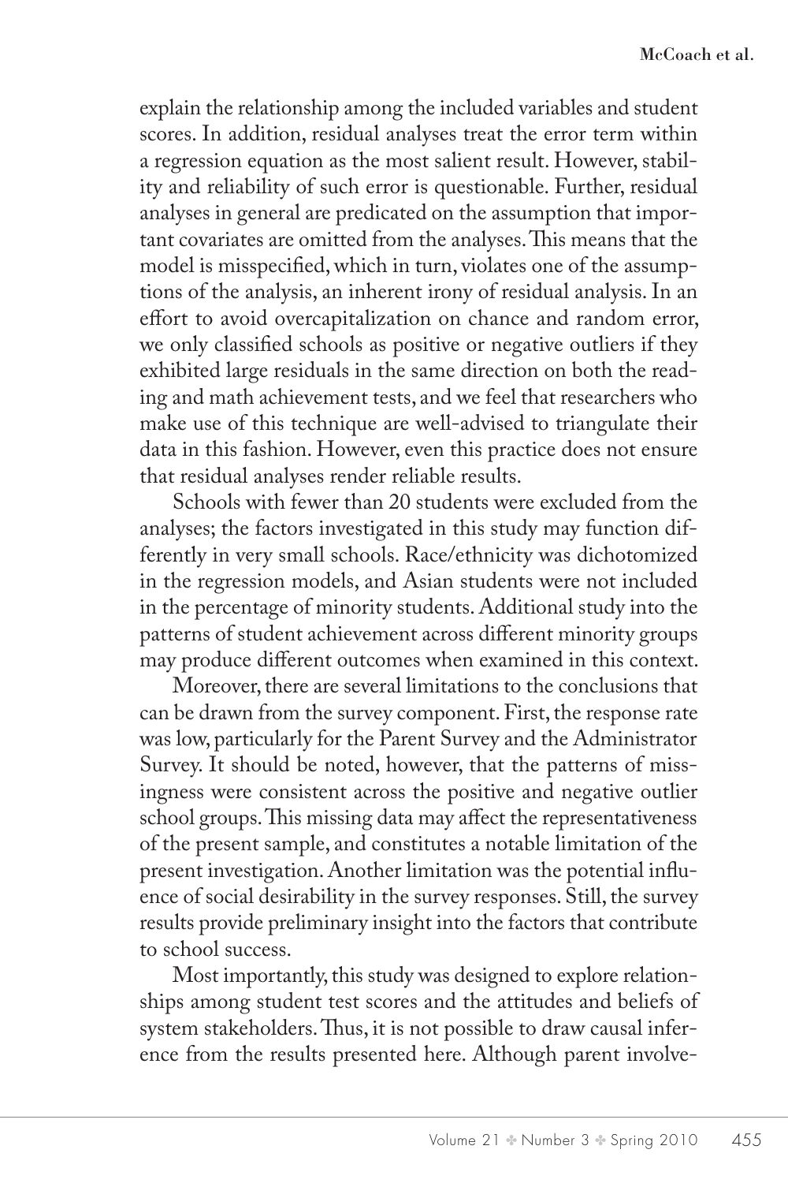explain the relationship among the included variables and student scores. In addition, residual analyses treat the error term within a regression equation as the most salient result. However, stability and reliability of such error is questionable. Further, residual analyses in general are predicated on the assumption that important covariates are omitted from the analyses. This means that the model is misspecified, which in turn, violates one of the assumptions of the analysis, an inherent irony of residual analysis. In an effort to avoid overcapitalization on chance and random error, we only classified schools as positive or negative outliers if they exhibited large residuals in the same direction on both the reading and math achievement tests, and we feel that researchers who make use of this technique are well-advised to triangulate their data in this fashion. However, even this practice does not ensure that residual analyses render reliable results.

Schools with fewer than 20 students were excluded from the analyses; the factors investigated in this study may function differently in very small schools. Race/ethnicity was dichotomized in the regression models, and Asian students were not included in the percentage of minority students. Additional study into the patterns of student achievement across different minority groups may produce different outcomes when examined in this context.

Moreover, there are several limitations to the conclusions that can be drawn from the survey component. First, the response rate was low, particularly for the Parent Survey and the Administrator Survey. It should be noted, however, that the patterns of missingness were consistent across the positive and negative outlier school groups. This missing data may affect the representativeness of the present sample, and constitutes a notable limitation of the present investigation. Another limitation was the potential influence of social desirability in the survey responses. Still, the survey results provide preliminary insight into the factors that contribute to school success.

Most importantly, this study was designed to explore relationships among student test scores and the attitudes and beliefs of system stakeholders. Thus, it is not possible to draw causal inference from the results presented here. Although parent involve-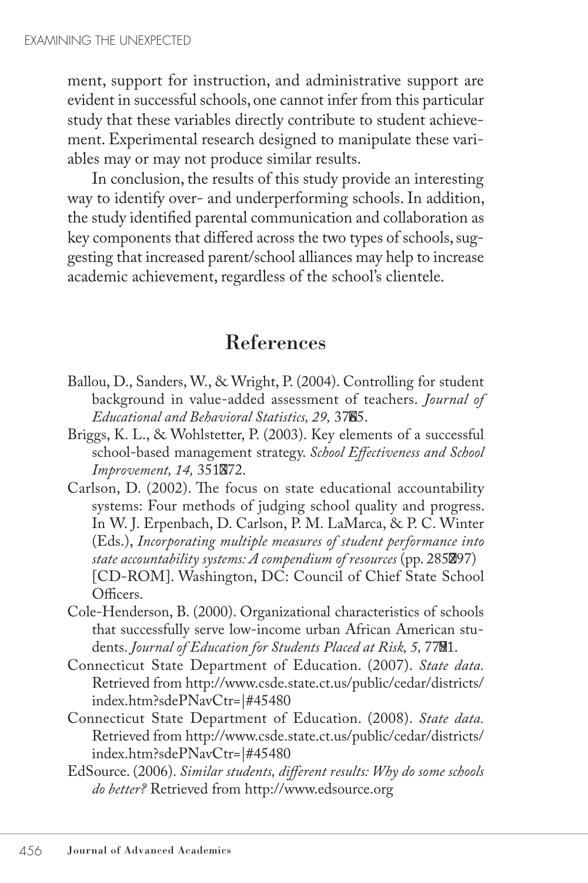ment, support for instruction, and administrative support are evident in successful schools, one cannot infer from this particular study that these variables directly contribute to student achievement. Experimental research designed to manipulate these variables may or may not produce similar results.

In conclusion, the results of this study provide an interesting way to identify over- and underperforming schools. In addition, the study identified parental communication and collaboration as key components that differed across the two types of schools, suggesting that increased parent/school alliances may help to increase academic achievement, regardless of the school's clientele.

## References

Ballou, D., Sanders, W., & Wright, P. (2004). Controlling for student background in value-added assessment of teachers. *Journal of Educational and Behavioral Statistics, 29,* 37–65.

Briggs, K. L., & Wohlstetter, P. (2003). Key elements of a successful school-based management strategy. *School Effectiveness and School Improvement, 14,* 351–372.

Carlson, D. (2002). The focus on state educational accountability systems: Four methods of judging school quality and progress. In W. J. Erpenbach, D. Carlson, P. M. LaMarca, & P. C. Winter (Eds.), *Incorporating multiple measures of student performance into state accountability systems: A compendium of resources* (pp. 285–297) [CD-ROM]. Washington, DC: Council of Chief State School Officers.

Cole-Henderson, B. (2000). Organizational characteristics of schools that successfully serve low-income urban African American students. *Journal of Education for Students Placed at Risk, 5,* 77–91.

Connecticut State Department of Education. (2007). *State data.* Retrieved from http://www.csde.state.ct.us/public/cedar/districts/index.htm?sdePNavCtr=|#45480

Connecticut State Department of Education. (2008). *State data.* Retrieved from http://www.csde.state.ct.us/public/cedar/districts/index.htm?sdePNavCtr=|#45480

EdSource. (2006). *Similar students, different results: Why do some schools do better?* Retrieved from http://www.edsource.org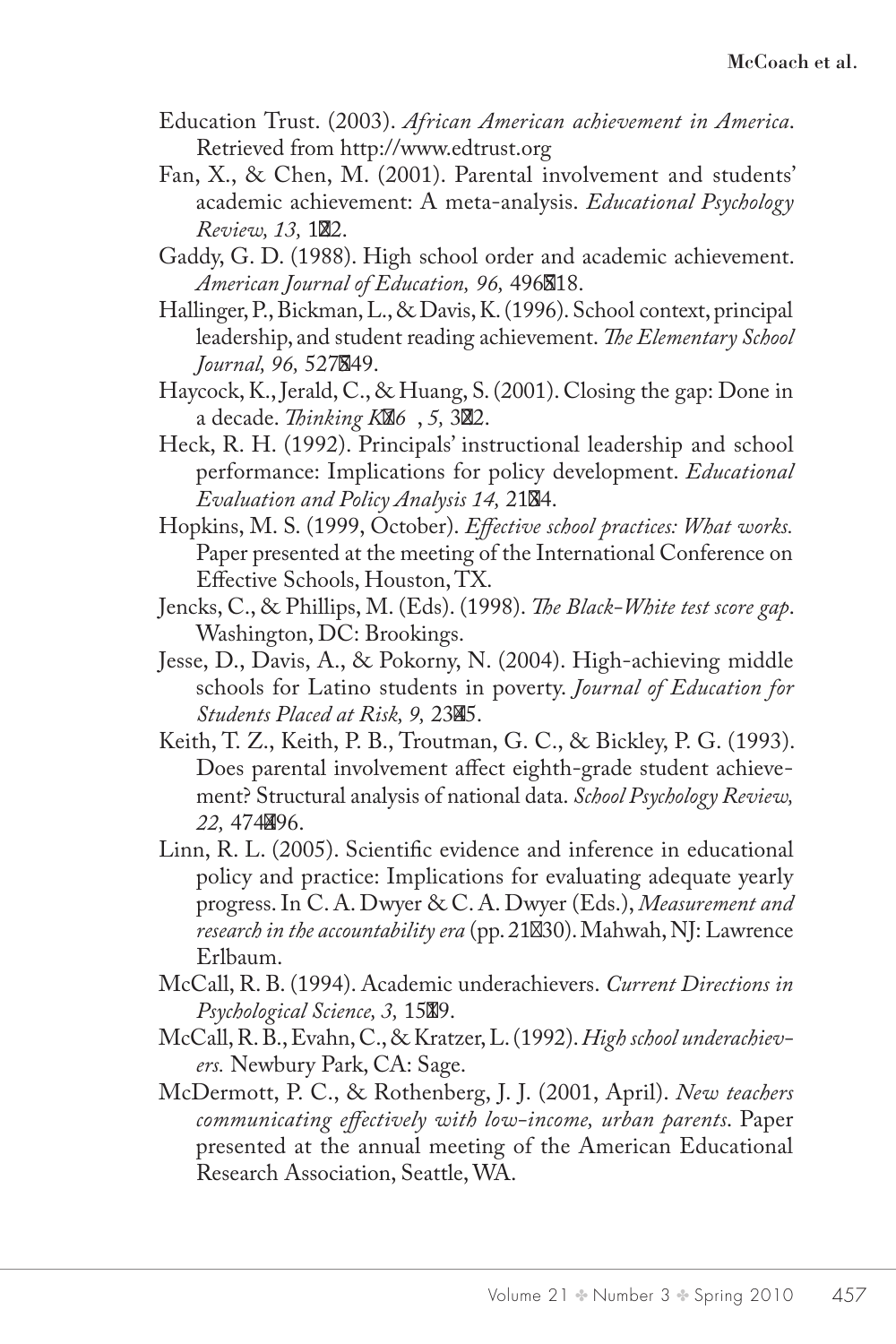Education Trust. (2003). *African American achievement in America*. Retrieved from http://www.edtrust.org

Fan, X., & Chen, M. (2001). Parental involvement and students' academic achievement: A meta-analysis. *Educational Psychology Review, 13,* 1–22.

Gaddy, G. D. (1988). High school order and academic achievement. *American Journal of Education, 96,* 496–518.

Hallinger, P., Bickman, L., & Davis, K. (1996). School context, principal leadership, and student reading achievement. *The Elementary School Journal, 96,* 527–549.

Haycock, K., Jerald, C., & Huang, S. (2001). Closing the gap: Done in a decade. *Thinking K–16, 5,* 3–22.

Heck, R. H. (1992). Principals' instructional leadership and school performance: Implications for policy development. *Educational Evaluation and Policy Analysis 14,* 21–34.

Hopkins, M. S. (1999, October). *Effective school practices: What works.* Paper presented at the meeting of the International Conference on Effective Schools, Houston, TX.

Jencks, C., & Phillips, M. (Eds). (1998). *The Black-White test score gap*. Washington, DC: Brookings.

Jesse, D., Davis, A., & Pokorny, N. (2004). High-achieving middle schools for Latino students in poverty. *Journal of Education for Students Placed at Risk, 9,* 23–45.

Keith, T. Z., Keith, P. B., Troutman, G. C., & Bickley, P. G. (1993). Does parental involvement affect eighth-grade student achievement? Structural analysis of national data. *School Psychology Review, 22,* 474–496.

Linn, R. L. (2005). Scientific evidence and inference in educational policy and practice: Implications for evaluating adequate yearly progress. In C. A. Dwyer & C. A. Dwyer (Eds.), *Measurement and research in the accountability era* (pp. 21–30). Mahwah, NJ: Lawrence Erlbaum.

McCall, R. B. (1994). Academic underachievers. *Current Directions in Psychological Science, 3,* 15–19.

McCall, R. B., Evahn, C., & Kratzer, L. (1992). *High school underachievers.* Newbury Park, CA: Sage.

McDermott, P. C., & Rothenberg, J. J. (2001, April). *New teachers communicating effectively with low-income, urban parents*. Paper presented at the annual meeting of the American Educational Research Association, Seattle, WA.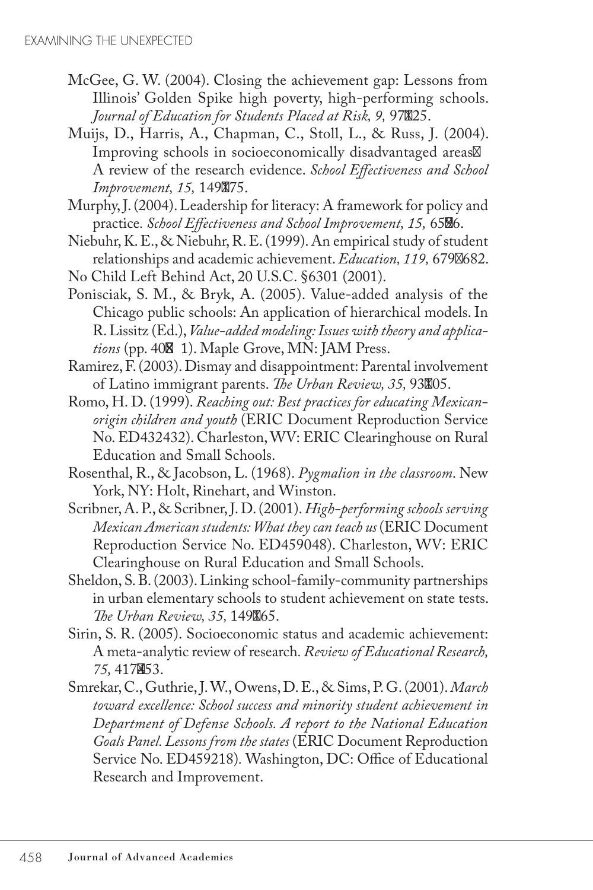McGee, G. W. (2004). Closing the achievement gap: Lessons from Illinois' Golden Spike high poverty, high-performing schools. *Journal of Education for Students Placed at Risk, 9,* 97–125.

Muijs, D., Harris, A., Chapman, C., Stoll, L., & Russ, J. (2004). Improving schools in socioeconomically disadvantaged areas— A review of the research evidence. *School Effectiveness and School Improvement, 15,* 149–175.

Murphy, J. (2004). Leadership for literacy: A framework for policy and practice. *School Effectiveness and School Improvement, 15,* 65–96.

Niebuhr, K. E., & Niebuhr, R. E. (1999). An empirical study of student relationships and academic achievement. *Education, 119,* 679–682.

No Child Left Behind Act, 20 U.S.C. §6301 (2001).

Ponisciak, S. M., & Bryk, A. (2005). Value-added analysis of the Chicago public schools: An application of hierarchical models. In R. Lissitz (Ed.), *Value-added modeling: Issues with theory and applications* (pp. 40–71). Maple Grove, MN: JAM Press.

Ramirez, F. (2003). Dismay and disappointment: Parental involvement of Latino immigrant parents. *The Urban Review, 35,* 93–105.

Romo, H. D. (1999). *Reaching out: Best practices for educating Mexican-origin children and youth* (ERIC Document Reproduction Service No. ED432432). Charleston, WV: ERIC Clearinghouse on Rural Education and Small Schools.

Rosenthal, R., & Jacobson, L. (1968). *Pygmalion in the classroom*. New York, NY: Holt, Rinehart, and Winston.

Scribner, A. P., & Scribner, J. D. (2001). *High-performing schools serving Mexican American students: What they can teach us* (ERIC Document Reproduction Service No. ED459048). Charleston, WV: ERIC Clearinghouse on Rural Education and Small Schools.

Sheldon, S. B. (2003). Linking school-family-community partnerships in urban elementary schools to student achievement on state tests. *The Urban Review, 35,* 149–165.

Sirin, S. R. (2005). Socioeconomic status and academic achievement: A meta-analytic review of research. *Review of Educational Research, 75,* 417–453.

Smrekar, C., Guthrie, J. W., Owens, D. E., & Sims, P. G. (2001). *March toward excellence: School success and minority student achievement in Department of Defense Schools. A report to the National Education Goals Panel. Lessons from the states* (ERIC Document Reproduction Service No. ED459218). Washington, DC: Office of Educational Research and Improvement.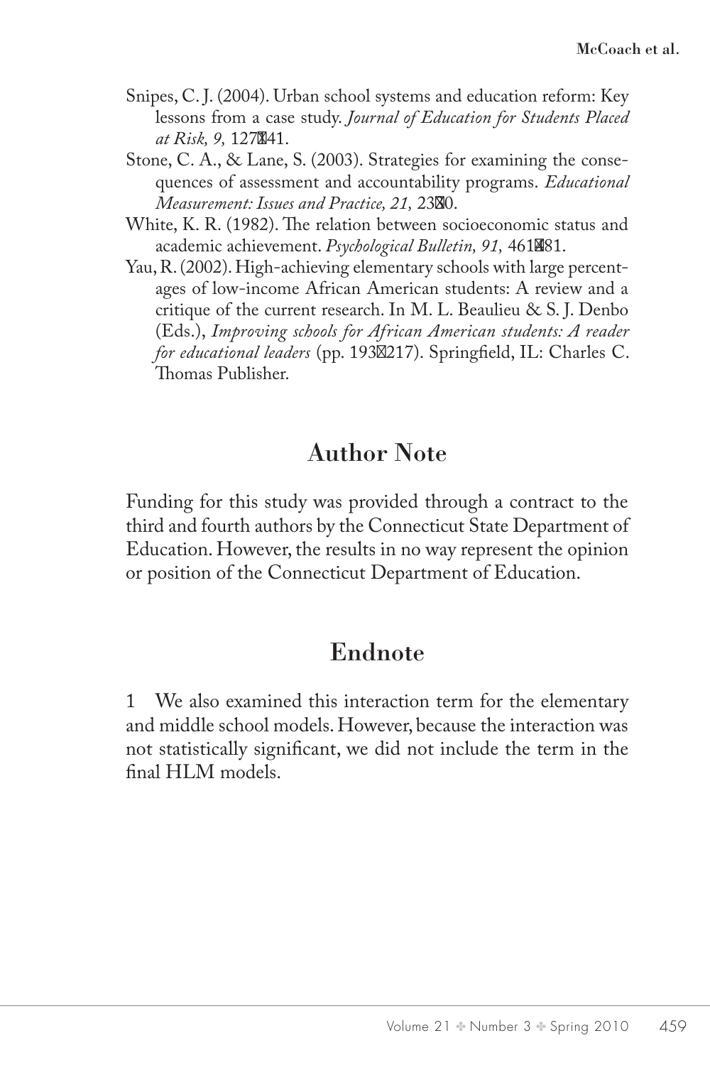Snipes, C. J. (2004). Urban school systems and education reform: Key lessons from a case study. *Journal of Education for Students Placed at Risk, 9,* 127–141.

Stone, C. A., & Lane, S. (2003). Strategies for examining the consequences of assessment and accountability programs. *Educational Measurement: Issues and Practice, 21,* 23–30.

White, K. R. (1982). The relation between socioeconomic status and academic achievement. *Psychological Bulletin, 91,* 461–481.

Yau, R. (2002). High-achieving elementary schools with large percentages of low-income African American students: A review and a critique of the current research. In M. L. Beaulieu & S. J. Denbo (Eds.), *Improving schools for African American students: A reader for educational leaders* (pp. 193–217). Springfield, IL: Charles C. Thomas Publisher.

## Author Note

Funding for this study was provided through a contract to the third and fourth authors by the Connecticut State Department of Education. However, the results in no way represent the opinion or position of the Connecticut Department of Education.

## Endnote

1 We also examined this interaction term for the elementary and middle school models. However, because the interaction was not statistically significant, we did not include the term in the final HLM models.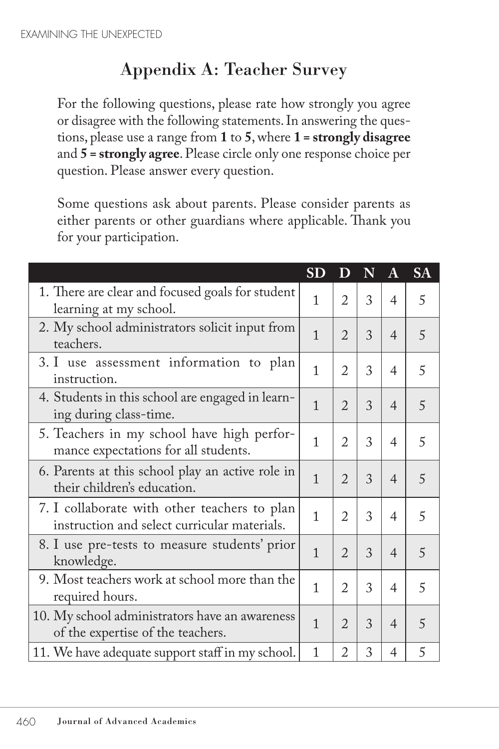## Appendix A: Teacher Survey

For the following questions, please rate how strongly you agree or disagree with the following statements. In answering the questions, please use a range from **1** to **5**, where **1 = strongly disagree** and **5 = strongly agree**. Please circle only one response choice per question. Please answer every question.

Some questions ask about parents. Please consider parents as either parents or other guardians where applicable. Thank you for your participation.

| | SD | D | N | A | SA |
|---|---|---|---|---|---|
| 1. There are clear and focused goals for student learning at my school. | 1 | 2 | 3 | 4 | 5 |
| 2. My school administrators solicit input from teachers. | 1 | 2 | 3 | 4 | 5 |
| 3. I use assessment information to plan instruction. | 1 | 2 | 3 | 4 | 5 |
| 4. Students in this school are engaged in learning during class-time. | 1 | 2 | 3 | 4 | 5 |
| 5. Teachers in my school have high performance expectations for all students. | 1 | 2 | 3 | 4 | 5 |
| 6. Parents at this school play an active role in their children's education. | 1 | 2 | 3 | 4 | 5 |
| 7. I collaborate with other teachers to plan instruction and select curricular materials. | 1 | 2 | 3 | 4 | 5 |
| 8. I use pre-tests to measure students' prior knowledge. | 1 | 2 | 3 | 4 | 5 |
| 9. Most teachers work at school more than the required hours. | 1 | 2 | 3 | 4 | 5 |
| 10. My school administrators have an awareness of the expertise of the teachers. | 1 | 2 | 3 | 4 | 5 |
| 11. We have adequate support staff in my school. | 1 | 2 | 3 | 4 | 5 |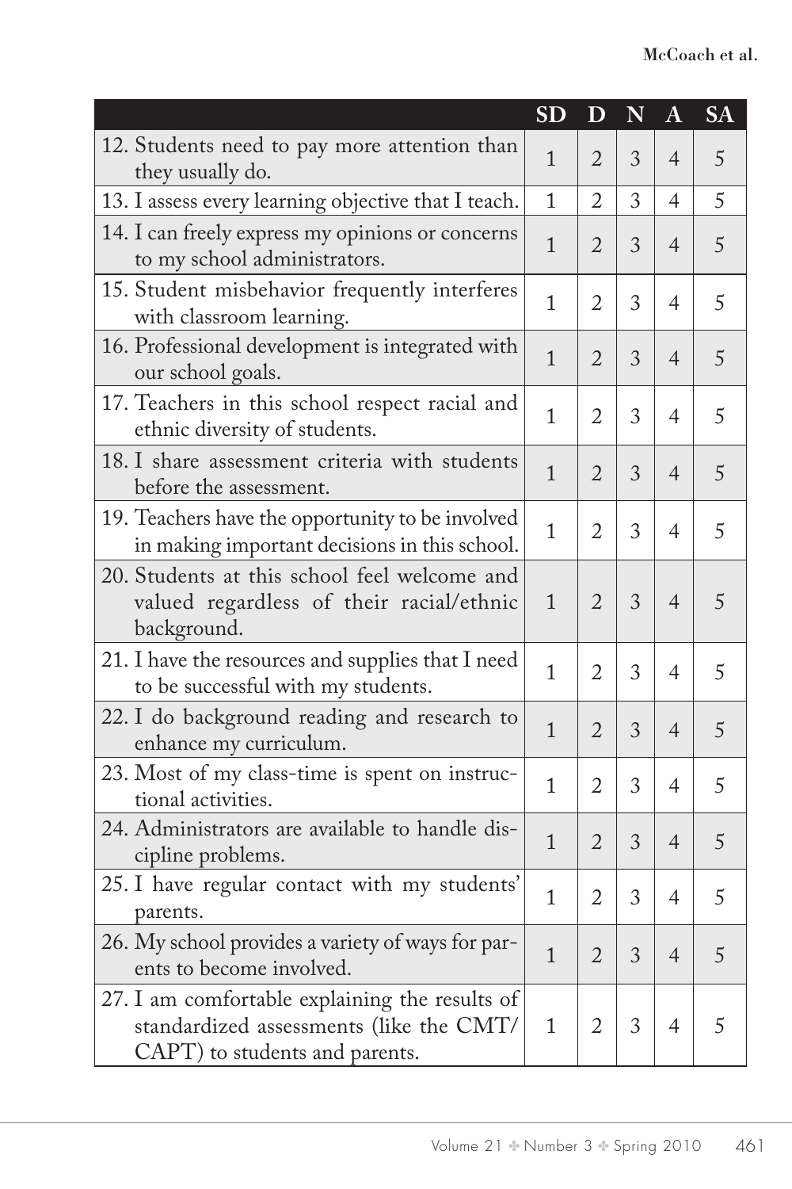| | SD | D | N | A | SA |
|---|---|---|---|---|---|
| 12. Students need to pay more attention than they usually do. | 1 | 2 | 3 | 4 | 5 |
| 13. I assess every learning objective that I teach. | 1 | 2 | 3 | 4 | 5 |
| 14. I can freely express my opinions or concerns to my school administrators. | 1 | 2 | 3 | 4 | 5 |
| 15. Student misbehavior frequently interferes with classroom learning. | 1 | 2 | 3 | 4 | 5 |
| 16. Professional development is integrated with our school goals. | 1 | 2 | 3 | 4 | 5 |
| 17. Teachers in this school respect racial and ethnic diversity of students. | 1 | 2 | 3 | 4 | 5 |
| 18. I share assessment criteria with students before the assessment. | 1 | 2 | 3 | 4 | 5 |
| 19. Teachers have the opportunity to be involved in making important decisions in this school. | 1 | 2 | 3 | 4 | 5 |
| 20. Students at this school feel welcome and valued regardless of their racial/ethnic background. | 1 | 2 | 3 | 4 | 5 |
| 21. I have the resources and supplies that I need to be successful with my students. | 1 | 2 | 3 | 4 | 5 |
| 22. I do background reading and research to enhance my curriculum. | 1 | 2 | 3 | 4 | 5 |
| 23. Most of my class-time is spent on instructional activities. | 1 | 2 | 3 | 4 | 5 |
| 24. Administrators are available to handle discipline problems. | 1 | 2 | 3 | 4 | 5 |
| 25. I have regular contact with my students' parents. | 1 | 2 | 3 | 4 | 5 |
| 26. My school provides a variety of ways for parents to become involved. | 1 | 2 | 3 | 4 | 5 |
| 27. I am comfortable explaining the results of standardized assessments (like the CMT/CAPT) to students and parents. | 1 | 2 | 3 | 4 | 5 |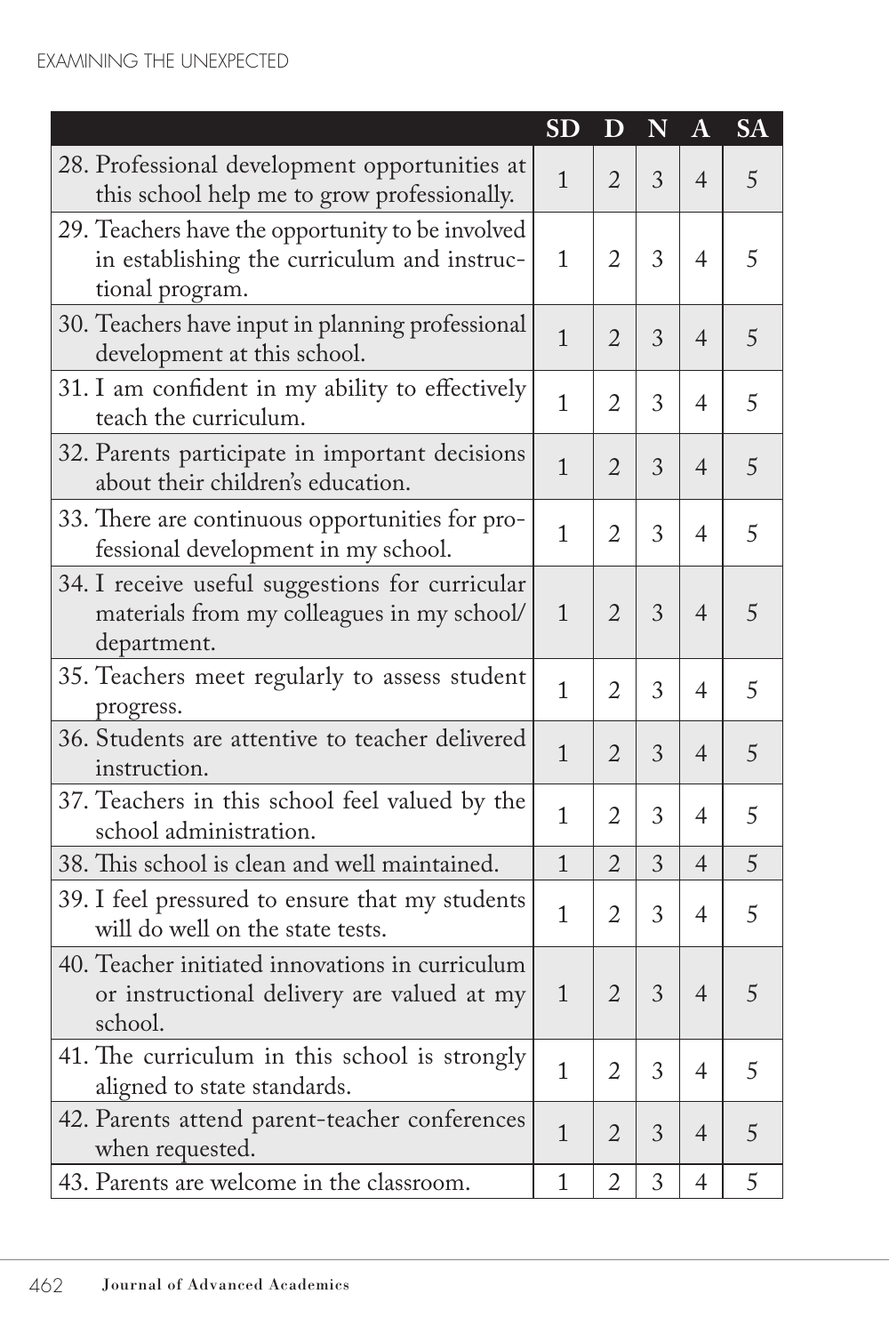| | SD | D | N | A | SA |
|---|---|---|---|---|---|
| 28. Professional development opportunities at this school help me to grow professionally. | 1 | 2 | 3 | 4 | 5 |
| 29. Teachers have the opportunity to be involved in establishing the curriculum and instructional program. | 1 | 2 | 3 | 4 | 5 |
| 30. Teachers have input in planning professional development at this school. | 1 | 2 | 3 | 4 | 5 |
| 31. I am confident in my ability to effectively teach the curriculum. | 1 | 2 | 3 | 4 | 5 |
| 32. Parents participate in important decisions about their children's education. | 1 | 2 | 3 | 4 | 5 |
| 33. There are continuous opportunities for professional development in my school. | 1 | 2 | 3 | 4 | 5 |
| 34. I receive useful suggestions for curricular materials from my colleagues in my school/department. | 1 | 2 | 3 | 4 | 5 |
| 35. Teachers meet regularly to assess student progress. | 1 | 2 | 3 | 4 | 5 |
| 36. Students are attentive to teacher delivered instruction. | 1 | 2 | 3 | 4 | 5 |
| 37. Teachers in this school feel valued by the school administration. | 1 | 2 | 3 | 4 | 5 |
| 38. This school is clean and well maintained. | 1 | 2 | 3 | 4 | 5 |
| 39. I feel pressured to ensure that my students will do well on the state tests. | 1 | 2 | 3 | 4 | 5 |
| 40. Teacher initiated innovations in curriculum or instructional delivery are valued at my school. | 1 | 2 | 3 | 4 | 5 |
| 41. The curriculum in this school is strongly aligned to state standards. | 1 | 2 | 3 | 4 | 5 |
| 42. Parents attend parent-teacher conferences when requested. | 1 | 2 | 3 | 4 | 5 |
| 43. Parents are welcome in the classroom. | 1 | 2 | 3 | 4 | 5 |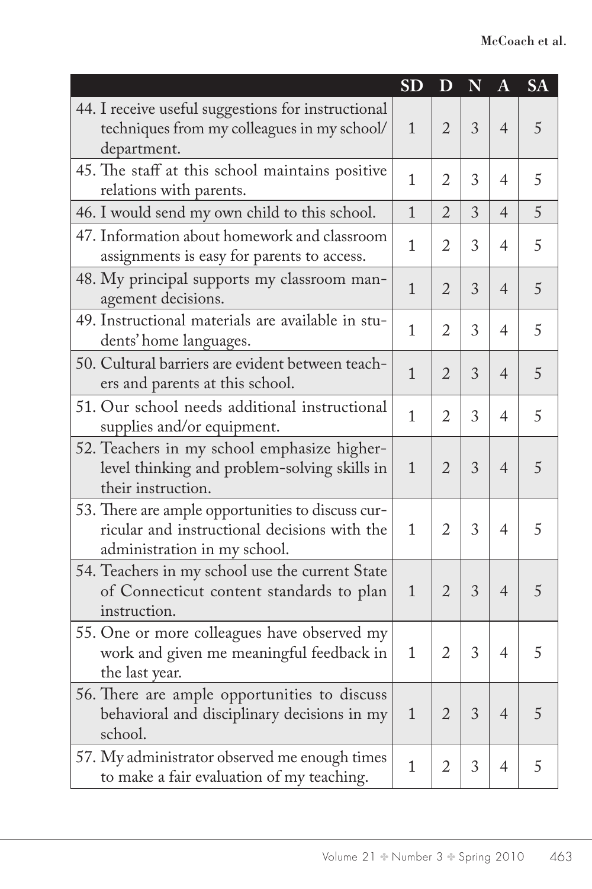| | SD | D | N | A | SA |
|---|---|---|---|---|---|
| 44. I receive useful suggestions for instructional techniques from my colleagues in my school/department. | 1 | 2 | 3 | 4 | 5 |
| 45. The staff at this school maintains positive relations with parents. | 1 | 2 | 3 | 4 | 5 |
| 46. I would send my own child to this school. | 1 | 2 | 3 | 4 | 5 |
| 47. Information about homework and classroom assignments is easy for parents to access. | 1 | 2 | 3 | 4 | 5 |
| 48. My principal supports my classroom management decisions. | 1 | 2 | 3 | 4 | 5 |
| 49. Instructional materials are available in students' home languages. | 1 | 2 | 3 | 4 | 5 |
| 50. Cultural barriers are evident between teachers and parents at this school. | 1 | 2 | 3 | 4 | 5 |
| 51. Our school needs additional instructional supplies and/or equipment. | 1 | 2 | 3 | 4 | 5 |
| 52. Teachers in my school emphasize higher-level thinking and problem-solving skills in their instruction. | 1 | 2 | 3 | 4 | 5 |
| 53. There are ample opportunities to discuss curricular and instructional decisions with the administration in my school. | 1 | 2 | 3 | 4 | 5 |
| 54. Teachers in my school use the current State of Connecticut content standards to plan instruction. | 1 | 2 | 3 | 4 | 5 |
| 55. One or more colleagues have observed my work and given me meaningful feedback in the last year. | 1 | 2 | 3 | 4 | 5 |
| 56. There are ample opportunities to discuss behavioral and disciplinary decisions in my school. | 1 | 2 | 3 | 4 | 5 |
| 57. My administrator observed me enough times to make a fair evaluation of my teaching. | 1 | 2 | 3 | 4 | 5 |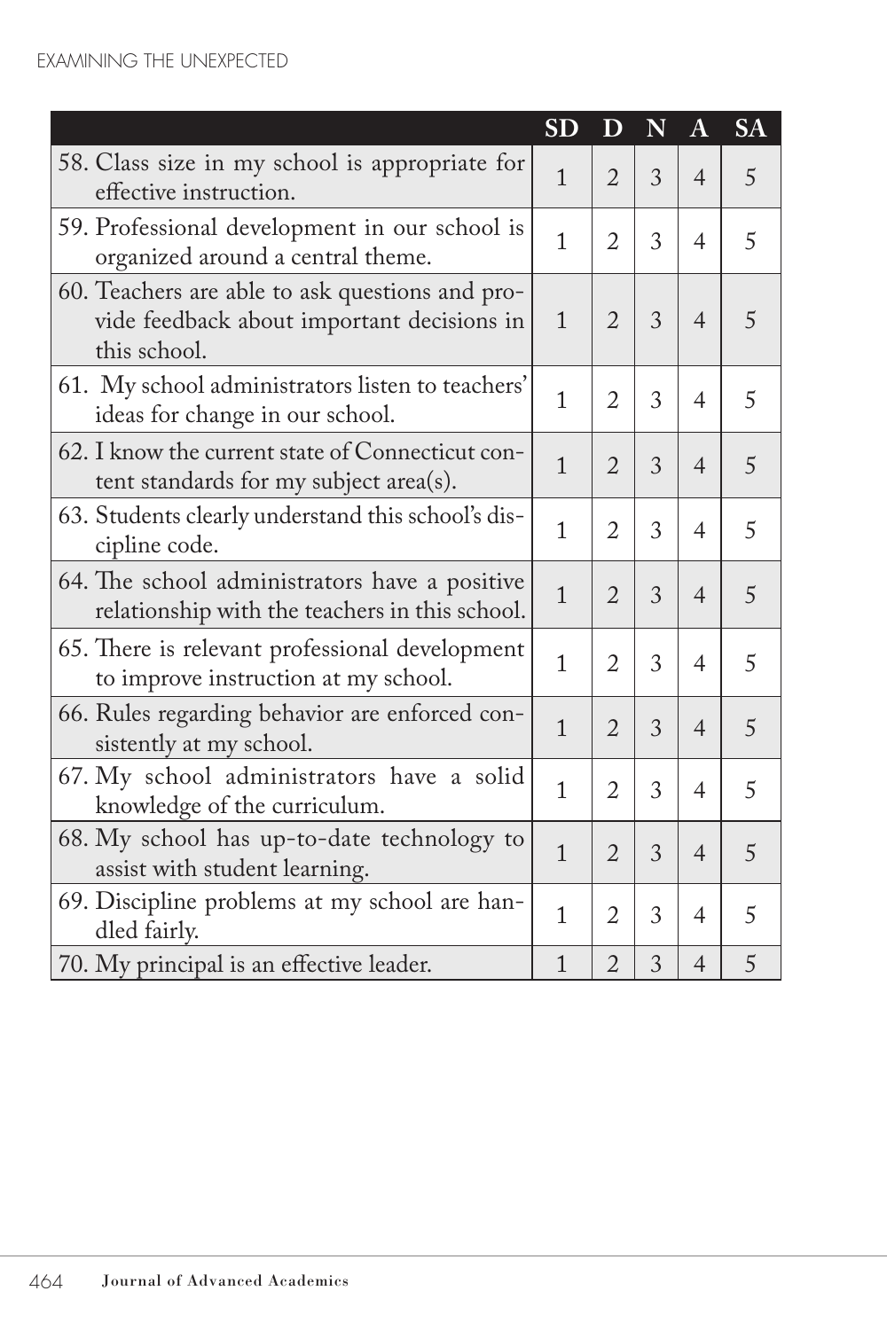| | SD | D | N | A | SA |
|---|---|---|---|---|---|
| 58. Class size in my school is appropriate for effective instruction. | 1 | 2 | 3 | 4 | 5 |
| 59. Professional development in our school is organized around a central theme. | 1 | 2 | 3 | 4 | 5 |
| 60. Teachers are able to ask questions and provide feedback about important decisions in this school. | 1 | 2 | 3 | 4 | 5 |
| 61. My school administrators listen to teachers' ideas for change in our school. | 1 | 2 | 3 | 4 | 5 |
| 62. I know the current state of Connecticut content standards for my subject area(s). | 1 | 2 | 3 | 4 | 5 |
| 63. Students clearly understand this school's discipline code. | 1 | 2 | 3 | 4 | 5 |
| 64. The school administrators have a positive relationship with the teachers in this school. | 1 | 2 | 3 | 4 | 5 |
| 65. There is relevant professional development to improve instruction at my school. | 1 | 2 | 3 | 4 | 5 |
| 66. Rules regarding behavior are enforced consistently at my school. | 1 | 2 | 3 | 4 | 5 |
| 67. My school administrators have a solid knowledge of the curriculum. | 1 | 2 | 3 | 4 | 5 |
| 68. My school has up-to-date technology to assist with student learning. | 1 | 2 | 3 | 4 | 5 |
| 69. Discipline problems at my school are handled fairly. | 1 | 2 | 3 | 4 | 5 |
| 70. My principal is an effective leader. | 1 | 2 | 3 | 4 | 5 |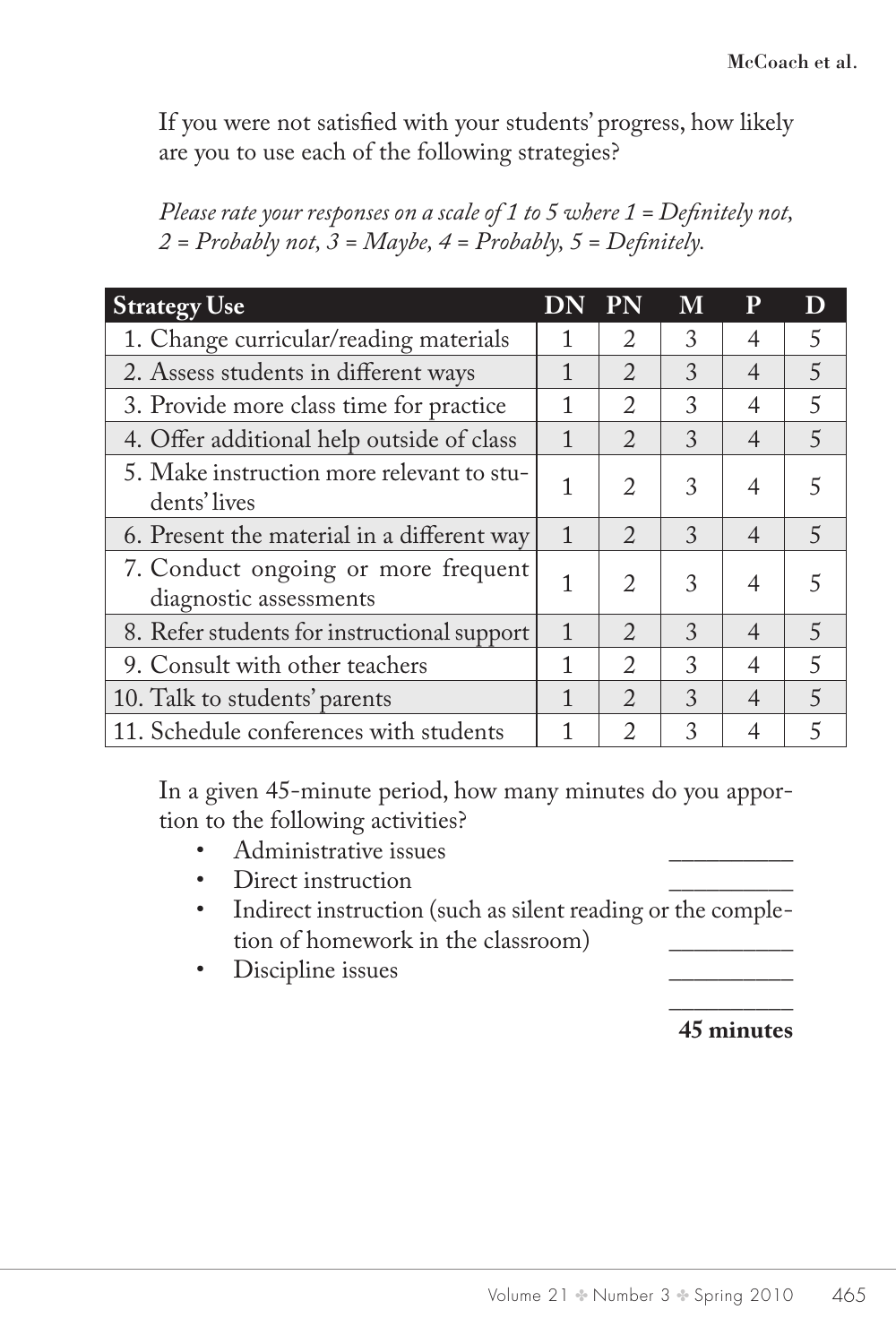If you were not satisfied with your students' progress, how likely are you to use each of the following strategies?

*Please rate your responses on a scale of 1 to 5 where 1 = Definitely not, 2 = Probably not, 3 = Maybe, 4 = Probably, 5 = Definitely.*

| Strategy Use | DN | PN | M | P | D |
|---|---|---|---|---|---|
| 1. Change curricular/reading materials | 1 | 2 | 3 | 4 | 5 |
| 2. Assess students in different ways | 1 | 2 | 3 | 4 | 5 |
| 3. Provide more class time for practice | 1 | 2 | 3 | 4 | 5 |
| 4. Offer additional help outside of class | 1 | 2 | 3 | 4 | 5 |
| 5. Make instruction more relevant to students' lives | 1 | 2 | 3 | 4 | 5 |
| 6. Present the material in a different way | 1 | 2 | 3 | 4 | 5 |
| 7. Conduct ongoing or more frequent diagnostic assessments | 1 | 2 | 3 | 4 | 5 |
| 8. Refer students for instructional support | 1 | 2 | 3 | 4 | 5 |
| 9. Consult with other teachers | 1 | 2 | 3 | 4 | 5 |
| 10. Talk to students' parents | 1 | 2 | 3 | 4 | 5 |
| 11. Schedule conferences with students | 1 | 2 | 3 | 4 | 5 |

In a given 45-minute period, how many minutes do you apportion to the following activities?

- Administrative issues __________
- Direct instruction __________
- Indirect instruction (such as silent reading or the completion of homework in the classroom) __________
- Discipline issues __________

__________
**45 minutes**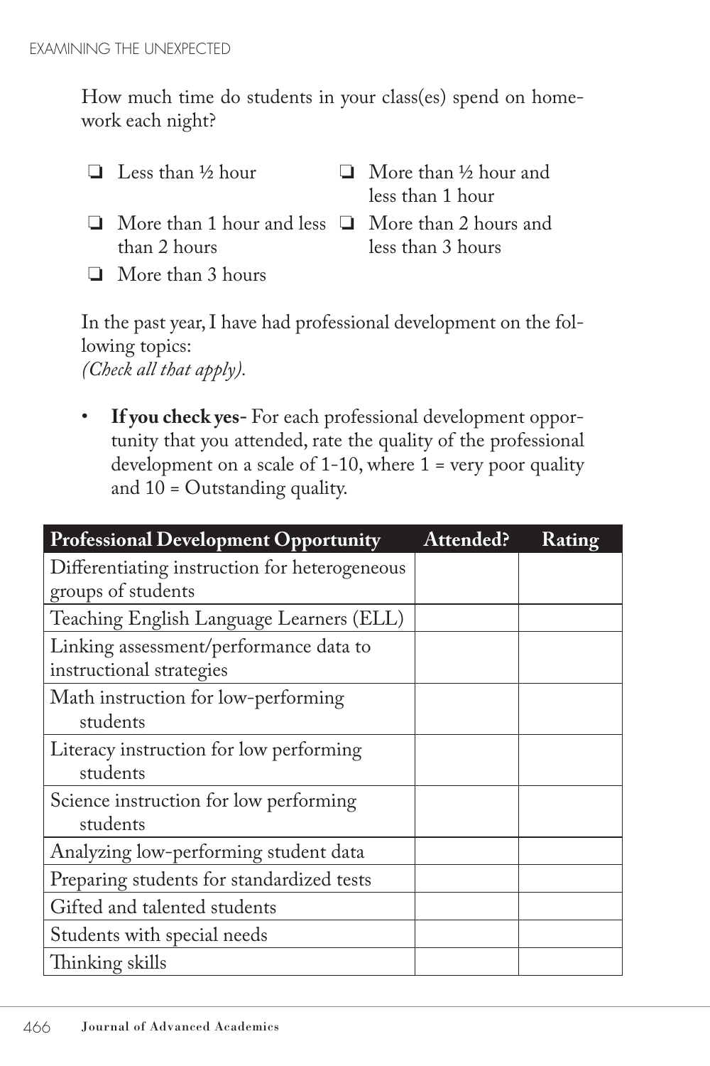How much time do students in your class(es) spend on homework each night?

- ❏ Less than ½ hour
- ❏ More than ½ hour and less than 1 hour
- ❏ More than 1 hour and less than 2 hours
- ❏ More than 2 hours and less than 3 hours
- ❏ More than 3 hours

In the past year, I have had professional development on the following topics:
*(Check all that apply).*

- **If you check yes-** For each professional development opportunity that you attended, rate the quality of the professional development on a scale of 1-10, where 1 = very poor quality and 10 = Outstanding quality.

| Professional Development Opportunity | Attended? | Rating |
|---|---|---|
| Differentiating instruction for heterogeneous groups of students | | |
| Teaching English Language Learners (ELL) | | |
| Linking assessment/performance data to instructional strategies | | |
| Math instruction for low-performing students | | |
| Literacy instruction for low performing students | | |
| Science instruction for low performing students | | |
| Analyzing low-performing student data | | |
| Preparing students for standardized tests | | |
| Gifted and talented students | | |
| Students with special needs | | |
| Thinking skills | | |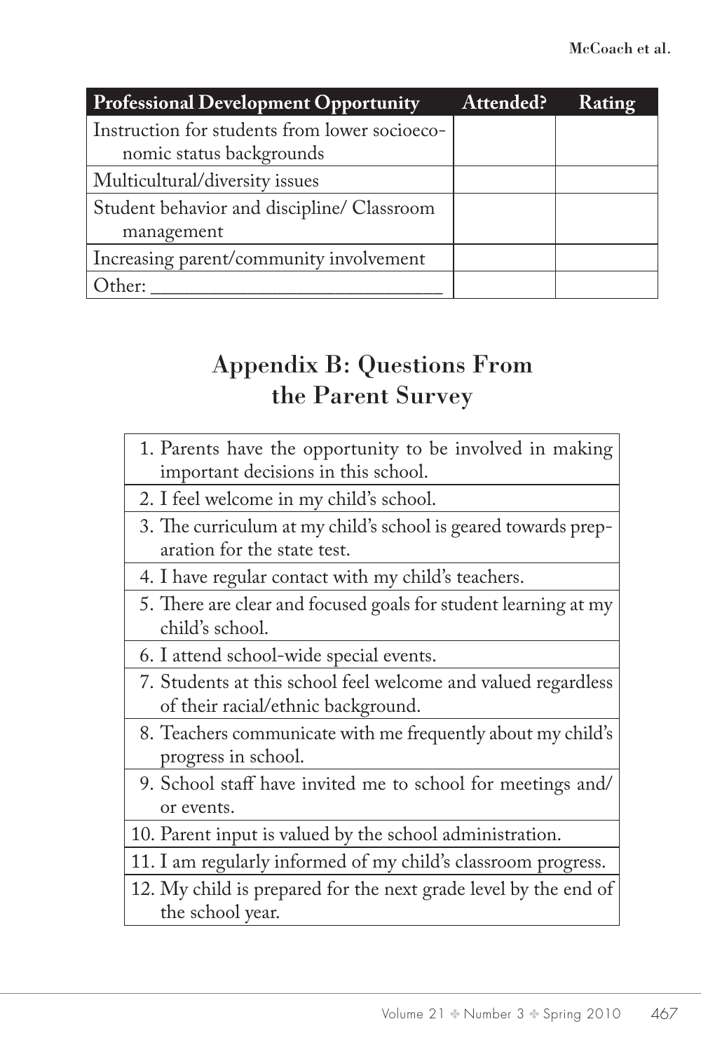| Professional Development Opportunity | Attended? | Rating |
|---|---|---|
| Instruction for students from lower socioeconomic status backgrounds | | |
| Multicultural/diversity issues | | |
| Student behavior and discipline/ Classroom management | | |
| Increasing parent/community involvement | | |
| Other: ______________________________ | | |

## Appendix B: Questions From the Parent Survey

| |
|---|
| 1. Parents have the opportunity to be involved in making important decisions in this school. |
| 2. I feel welcome in my child's school. |
| 3. The curriculum at my child's school is geared towards preparation for the state test. |
| 4. I have regular contact with my child's teachers. |
| 5. There are clear and focused goals for student learning at my child's school. |
| 6. I attend school-wide special events. |
| 7. Students at this school feel welcome and valued regardless of their racial/ethnic background. |
| 8. Teachers communicate with me frequently about my child's progress in school. |
| 9. School staff have invited me to school for meetings and/or events. |
| 10. Parent input is valued by the school administration. |
| 11. I am regularly informed of my child's classroom progress. |
| 12. My child is prepared for the next grade level by the end of the school year. |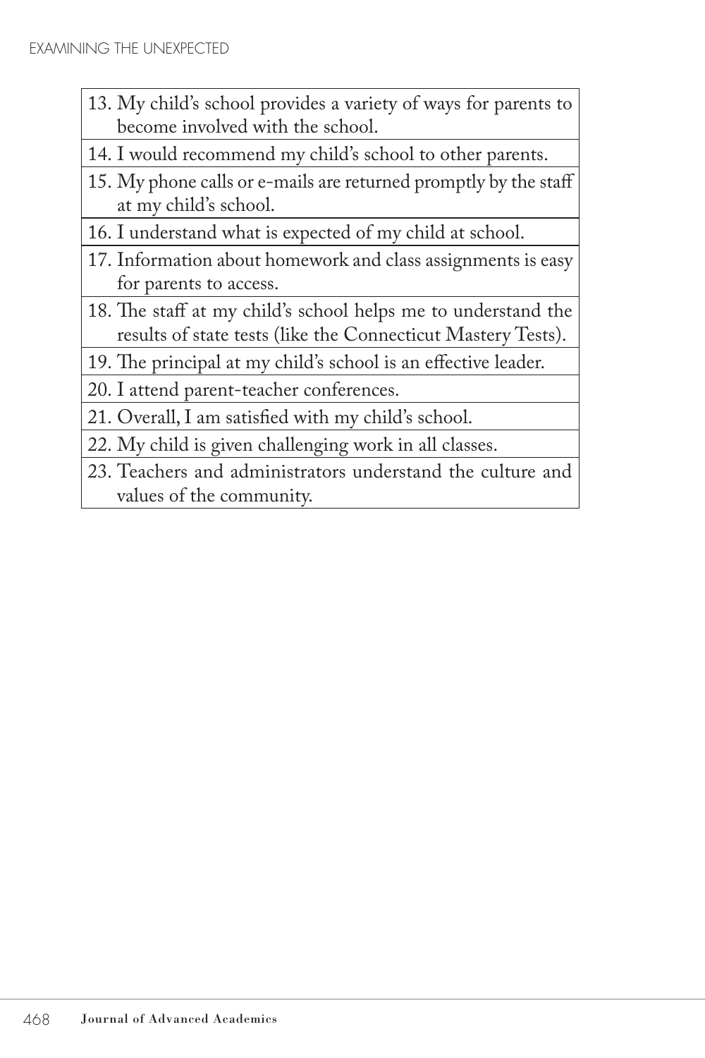| |
|---|
| 13. My child's school provides a variety of ways for parents to become involved with the school. |
| 14. I would recommend my child's school to other parents. |
| 15. My phone calls or e-mails are returned promptly by the staff at my child's school. |
| 16. I understand what is expected of my child at school. |
| 17. Information about homework and class assignments is easy for parents to access. |
| 18. The staff at my child's school helps me to understand the results of state tests (like the Connecticut Mastery Tests). |
| 19. The principal at my child's school is an effective leader. |
| 20. I attend parent-teacher conferences. |
| 21. Overall, I am satisfied with my child's school. |
| 22. My child is given challenging work in all classes. |
| 23. Teachers and administrators understand the culture and values of the community. |